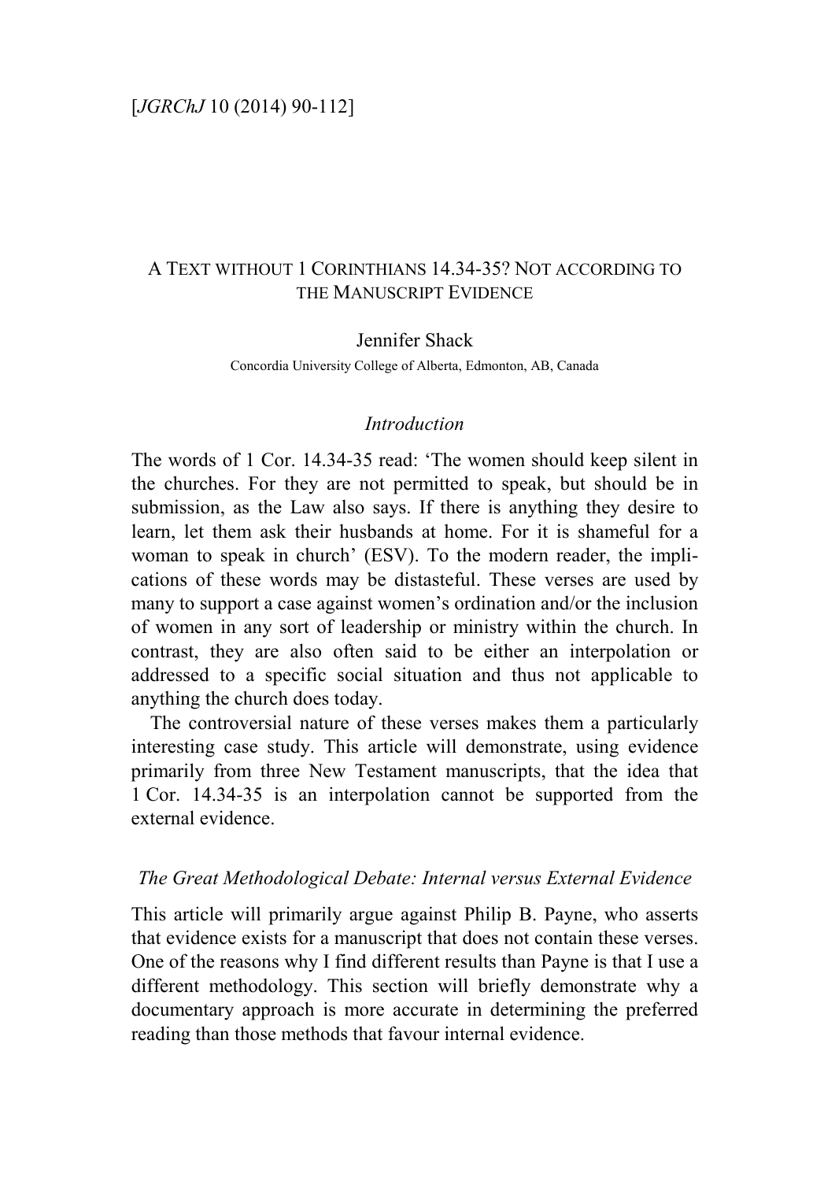# A Text without 1 Corinthians 14.34-35? Not according to the Manuscript Evidence

Jennifer Shack

Concordia University College of Alberta, Edmonton, AB, Canada

## *Introduction*

The words of 1 Cor. 14.34-35 read: 'The women should keep silent in the churches. For they are not permitted to speak, but should be in submission, as the Law also says. If there is anything they desire to learn, let them ask their husbands at home. For it is shameful for a woman to speak in church' (ESV). To the modern reader, the implications of these words may be distasteful. These verses are used by many to support a case against women's ordination and/or the inclusion of women in any sort of leadership or ministry within the church. In contrast, they are also often said to be either an interpolation or addressed to a specific social situation and thus not applicable to anything the church does today.

The controversial nature of these verses makes them a particularly interesting case study. This article will demonstrate, using evidence primarily from three New Testament manuscripts, that the idea that 1 Cor. 14.34-35 is an interpolation cannot be supported from the external evidence.

## *The Great Methodological Debate: Internal versus External Evidence*

This article will primarily argue against Philip B. Payne, who asserts that evidence exists for a manuscript that does not contain these verses. One of the reasons why I find different results than Payne is that I use a different methodology. This section will briefly demonstrate why a documentary approach is more accurate in determining the preferred reading than those methods that favour internal evidence.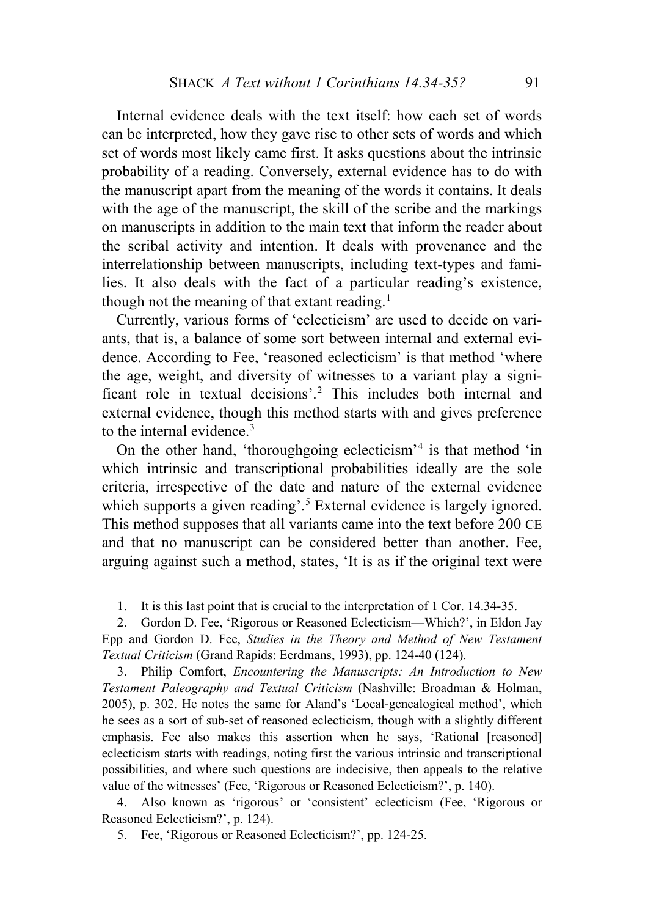Internal evidence deals with the text itself: how each set of words can be interpreted, how they gave rise to other sets of words and which set of words most likely came first. It asks questions about the intrinsic probability of a reading. Conversely, external evidence has to do with the manuscript apart from the meaning of the words it contains. It deals with the age of the manuscript, the skill of the scribe and the markings on manuscripts in addition to the main text that inform the reader about the scribal activity and intention. It deals with provenance and the interrelationship between manuscripts, including text-types and families. It also deals with the fact of a particular reading's existence, though not the meaning of that extant reading.[1]

Currently, various forms of 'eclecticism' are used to decide on variants, that is, a balance of some sort between internal and external evidence. According to Fee, 'reasoned eclecticism' is that method 'where the age, weight, and diversity of witnesses to a variant play a significant role in textual decisions'.[2] This includes both internal and external evidence, though this method starts with and gives preference to the internal evidence.[3]

On the other hand, 'thoroughgoing eclecticism'[4] is that method 'in which intrinsic and transcriptional probabilities ideally are the sole criteria, irrespective of the date and nature of the external evidence which supports a given reading'.[5] External evidence is largely ignored. This method supposes that all variants came into the text before 200 CE and that no manuscript can be considered better than another. Fee, arguing against such a method, states, 'It is as if the original text were

1. It is this last point that is crucial to the interpretation of 1 Cor. 14.34-35.

2. Gordon D. Fee, 'Rigorous or Reasoned Eclecticism—Which?', in Eldon Jay Epp and Gordon D. Fee, *Studies in the Theory and Method of New Testament Textual Criticism* (Grand Rapids: Eerdmans, 1993), pp. 124-40 (124).

3. Philip Comfort, *Encountering the Manuscripts: An Introduction to New Testament Paleography and Textual Criticism* (Nashville: Broadman & Holman, 2005), p. 302. He notes the same for Aland's 'Local-genealogical method', which he sees as a sort of sub-set of reasoned eclecticism, though with a slightly different emphasis. Fee also makes this assertion when he says, 'Rational [reasoned] eclecticism starts with readings, noting first the various intrinsic and transcriptional possibilities, and where such questions are indecisive, then appeals to the relative value of the witnesses' (Fee, 'Rigorous or Reasoned Eclecticism?', p. 140).

4. Also known as 'rigorous' or 'consistent' eclecticism (Fee, 'Rigorous or Reasoned Eclecticism?', p. 124).

5. Fee, 'Rigorous or Reasoned Eclecticism?', pp. 124-25.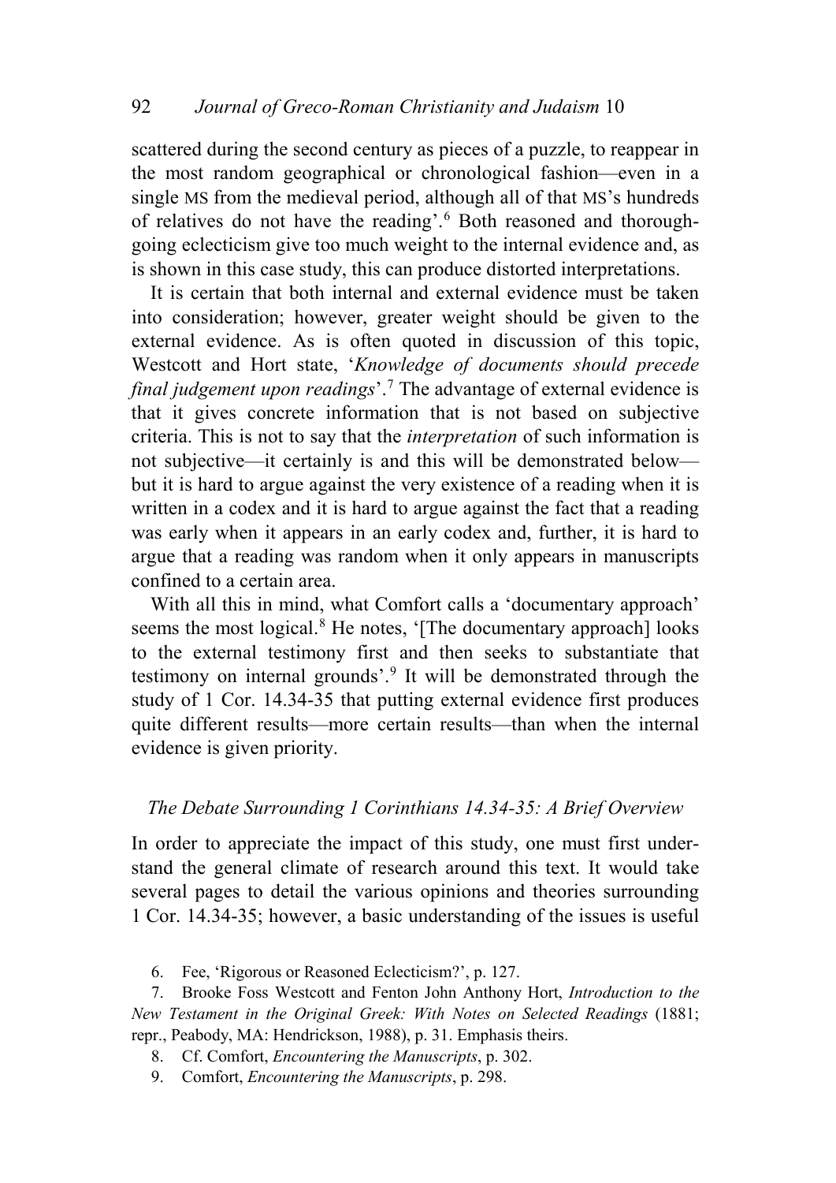scattered during the second century as pieces of a puzzle, to reappear in the most random geographical or chronological fashion—even in a single MS from the medieval period, although all of that MS's hundreds of relatives do not have the reading'.[6] Both reasoned and thoroughgoing eclecticism give too much weight to the internal evidence and, as is shown in this case study, this can produce distorted interpretations.

It is certain that both internal and external evidence must be taken into consideration; however, greater weight should be given to the external evidence. As is often quoted in discussion of this topic, Westcott and Hort state, '*Knowledge of documents should precede final judgement upon readings*'.[7] The advantage of external evidence is that it gives concrete information that is not based on subjective criteria. This is not to say that the *interpretation* of such information is not subjective—it certainly is and this will be demonstrated below—but it is hard to argue against the very existence of a reading when it is written in a codex and it is hard to argue against the fact that a reading was early when it appears in an early codex and, further, it is hard to argue that a reading was random when it only appears in manuscripts confined to a certain area.

With all this in mind, what Comfort calls a 'documentary approach' seems the most logical.[8] He notes, '[The documentary approach] looks to the external testimony first and then seeks to substantiate that testimony on internal grounds'.[9] It will be demonstrated through the study of 1 Cor. 14.34-35 that putting external evidence first produces quite different results—more certain results—than when the internal evidence is given priority.

### *The Debate Surrounding 1 Corinthians 14.34-35: A Brief Overview*

In order to appreciate the impact of this study, one must first understand the general climate of research around this text. It would take several pages to detail the various opinions and theories surrounding 1 Cor. 14.34-35; however, a basic understanding of the issues is useful

6. Fee, 'Rigorous or Reasoned Eclecticism?', p. 127.

7. Brooke Foss Westcott and Fenton John Anthony Hort, *Introduction to the New Testament in the Original Greek: With Notes on Selected Readings* (1881; repr., Peabody, MA: Hendrickson, 1988), p. 31. Emphasis theirs.

8. Cf. Comfort, *Encountering the Manuscripts*, p. 302.

9. Comfort, *Encountering the Manuscripts*, p. 298.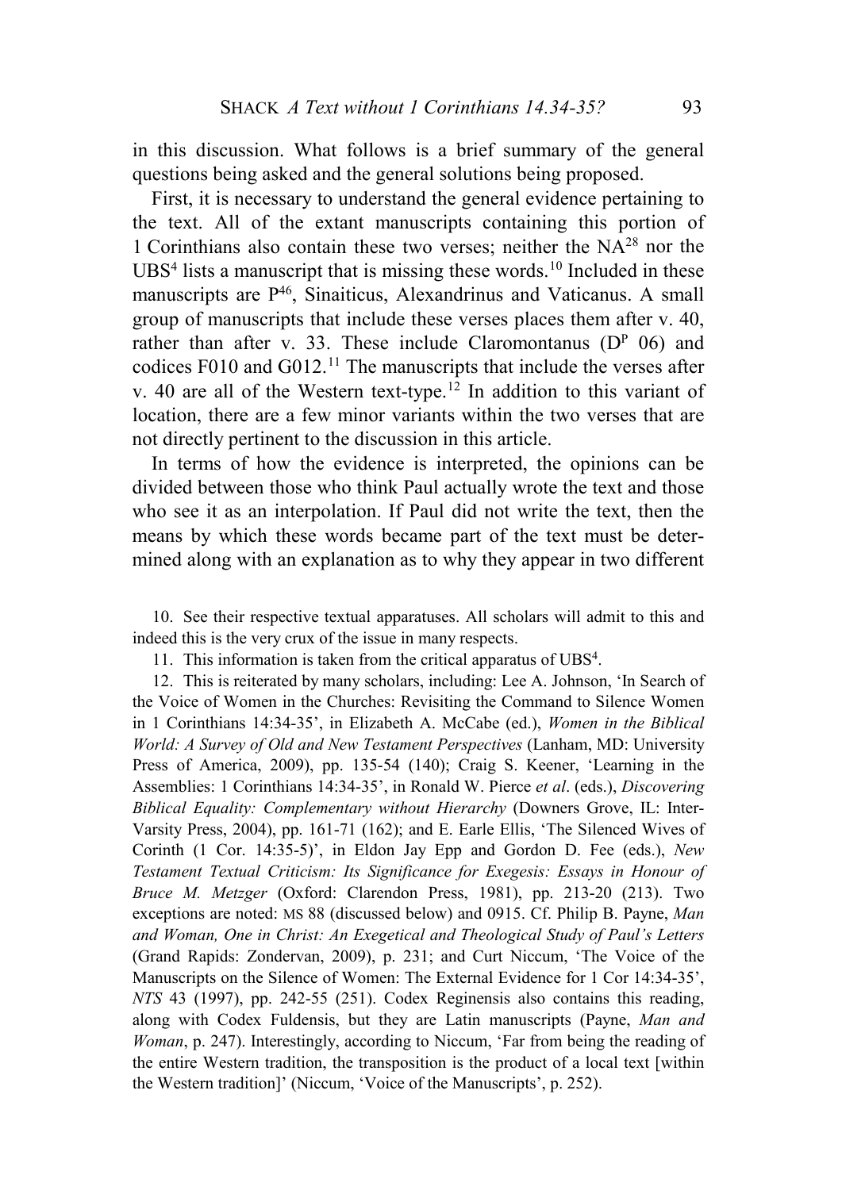in this discussion. What follows is a brief summary of the general questions being asked and the general solutions being proposed.

First, it is necessary to understand the general evidence pertaining to the text. All of the extant manuscripts containing this portion of 1 Corinthians also contain these two verses; neither the NA$^{28}$ nor the UBS$^{4}$ lists a manuscript that is missing these words.[10] Included in these manuscripts are P$^{46}$, Sinaiticus, Alexandrinus and Vaticanus. A small group of manuscripts that include these verses places them after v. 40, rather than after v. 33. These include Claromontanus (D$^{P}$ 06) and codices F010 and G012.[11] The manuscripts that include the verses after v. 40 are all of the Western text-type.[12] In addition to this variant of location, there are a few minor variants within the two verses that are not directly pertinent to the discussion in this article.

In terms of how the evidence is interpreted, the opinions can be divided between those who think Paul actually wrote the text and those who see it as an interpolation. If Paul did not write the text, then the means by which these words became part of the text must be determined along with an explanation as to why they appear in two different

10. See their respective textual apparatuses. All scholars will admit to this and indeed this is the very crux of the issue in many respects.

11. This information is taken from the critical apparatus of UBS$^{4}$.

12. This is reiterated by many scholars, including: Lee A. Johnson, 'In Search of the Voice of Women in the Churches: Revisiting the Command to Silence Women in 1 Corinthians 14:34-35', in Elizabeth A. McCabe (ed.), *Women in the Biblical World: A Survey of Old and New Testament Perspectives* (Lanham, MD: University Press of America, 2009), pp. 135-54 (140); Craig S. Keener, 'Learning in the Assemblies: 1 Corinthians 14:34-35', in Ronald W. Pierce *et al*. (eds.), *Discovering Biblical Equality: Complementary without Hierarchy* (Downers Grove, IL: Inter-Varsity Press, 2004), pp. 161-71 (162); and E. Earle Ellis, 'The Silenced Wives of Corinth (1 Cor. 14:35-5)', in Eldon Jay Epp and Gordon D. Fee (eds.), *New Testament Textual Criticism: Its Significance for Exegesis: Essays in Honour of Bruce M. Metzger* (Oxford: Clarendon Press, 1981), pp. 213-20 (213). Two exceptions are noted: MS 88 (discussed below) and 0915. Cf. Philip B. Payne, *Man and Woman, One in Christ: An Exegetical and Theological Study of Paul's Letters* (Grand Rapids: Zondervan, 2009), p. 231; and Curt Niccum, 'The Voice of the Manuscripts on the Silence of Women: The External Evidence for 1 Cor 14:34-35', *NTS* 43 (1997), pp. 242-55 (251). Codex Reginensis also contains this reading, along with Codex Fuldensis, but they are Latin manuscripts (Payne, *Man and Woman*, p. 247). Interestingly, according to Niccum, 'Far from being the reading of the entire Western tradition, the transposition is the product of a local text [within the Western tradition]' (Niccum, 'Voice of the Manuscripts', p. 252).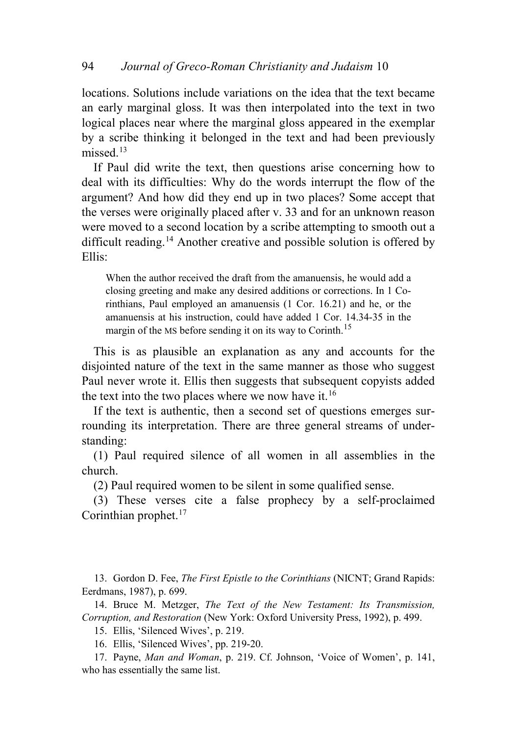locations. Solutions include variations on the idea that the text became an early marginal gloss. It was then interpolated into the text in two logical places near where the marginal gloss appeared in the exemplar by a scribe thinking it belonged in the text and had been previously missed.[13]

If Paul did write the text, then questions arise concerning how to deal with its difficulties: Why do the words interrupt the flow of the argument? And how did they end up in two places? Some accept that the verses were originally placed after v. 33 and for an unknown reason were moved to a second location by a scribe attempting to smooth out a difficult reading.[14] Another creative and possible solution is offered by Ellis:

> When the author received the draft from the amanuensis, he would add a closing greeting and make any desired additions or corrections. In 1 Corinthians, Paul employed an amanuensis (1 Cor. 16.21) and he, or the amanuensis at his instruction, could have added 1 Cor. 14.34-35 in the margin of the MS before sending it on its way to Corinth.[15]

This is as plausible an explanation as any and accounts for the disjointed nature of the text in the same manner as those who suggest Paul never wrote it. Ellis then suggests that subsequent copyists added the text into the two places where we now have it.[16]

If the text is authentic, then a second set of questions emerges surrounding its interpretation. There are three general streams of understanding:

(1) Paul required silence of all women in all assemblies in the church.

(2) Paul required women to be silent in some qualified sense.

(3) These verses cite a false prophecy by a self-proclaimed Corinthian prophet.[17]

---

13. Gordon D. Fee, *The First Epistle to the Corinthians* (NICNT; Grand Rapids: Eerdmans, 1987), p. 699.

14. Bruce M. Metzger, *The Text of the New Testament: Its Transmission, Corruption, and Restoration* (New York: Oxford University Press, 1992), p. 499.

15. Ellis, 'Silenced Wives', p. 219.

16. Ellis, 'Silenced Wives', pp. 219-20.

17. Payne, *Man and Woman*, p. 219. Cf. Johnson, 'Voice of Women', p. 141, who has essentially the same list.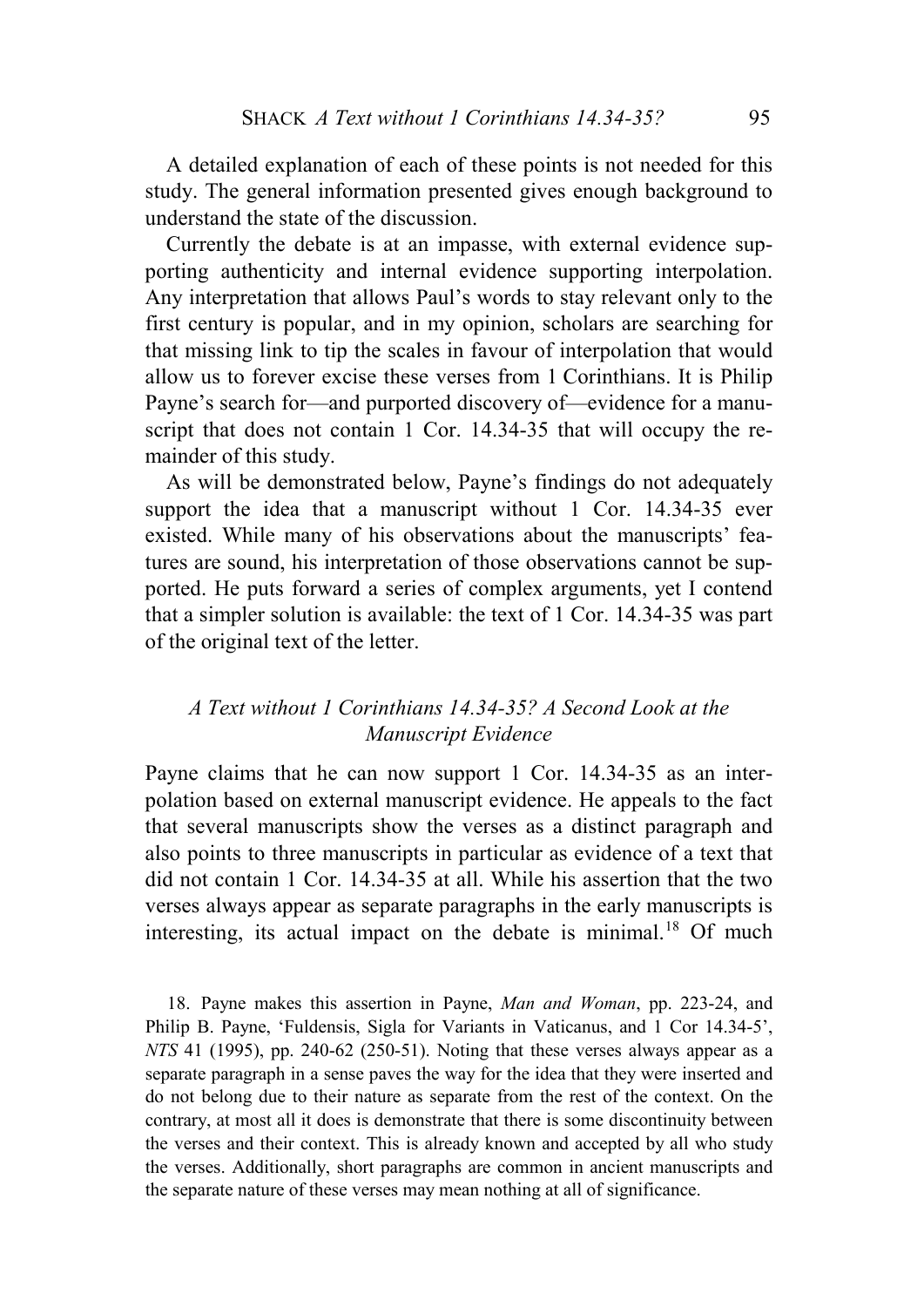A detailed explanation of each of these points is not needed for this study. The general information presented gives enough background to understand the state of the discussion.

Currently the debate is at an impasse, with external evidence supporting authenticity and internal evidence supporting interpolation. Any interpretation that allows Paul's words to stay relevant only to the first century is popular, and in my opinion, scholars are searching for that missing link to tip the scales in favour of interpolation that would allow us to forever excise these verses from 1 Corinthians. It is Philip Payne's search for—and purported discovery of—evidence for a manuscript that does not contain 1 Cor. 14.34-35 that will occupy the remainder of this study.

As will be demonstrated below, Payne's findings do not adequately support the idea that a manuscript without 1 Cor. 14.34-35 ever existed. While many of his observations about the manuscripts' features are sound, his interpretation of those observations cannot be supported. He puts forward a series of complex arguments, yet I contend that a simpler solution is available: the text of 1 Cor. 14.34-35 was part of the original text of the letter.

## *A Text without 1 Corinthians 14.34-35? A Second Look at the Manuscript Evidence*

Payne claims that he can now support 1 Cor. 14.34-35 as an interpolation based on external manuscript evidence. He appeals to the fact that several manuscripts show the verses as a distinct paragraph and also points to three manuscripts in particular as evidence of a text that did not contain 1 Cor. 14.34-35 at all. While his assertion that the two verses always appear as separate paragraphs in the early manuscripts is interesting, its actual impact on the debate is minimal.[18] Of much

18. Payne makes this assertion in Payne, *Man and Woman*, pp. 223-24, and Philip B. Payne, 'Fuldensis, Sigla for Variants in Vaticanus, and 1 Cor 14.34-5', *NTS* 41 (1995), pp. 240-62 (250-51). Noting that these verses always appear as a separate paragraph in a sense paves the way for the idea that they were inserted and do not belong due to their nature as separate from the rest of the context. On the contrary, at most all it does is demonstrate that there is some discontinuity between the verses and their context. This is already known and accepted by all who study the verses. Additionally, short paragraphs are common in ancient manuscripts and the separate nature of these verses may mean nothing at all of significance.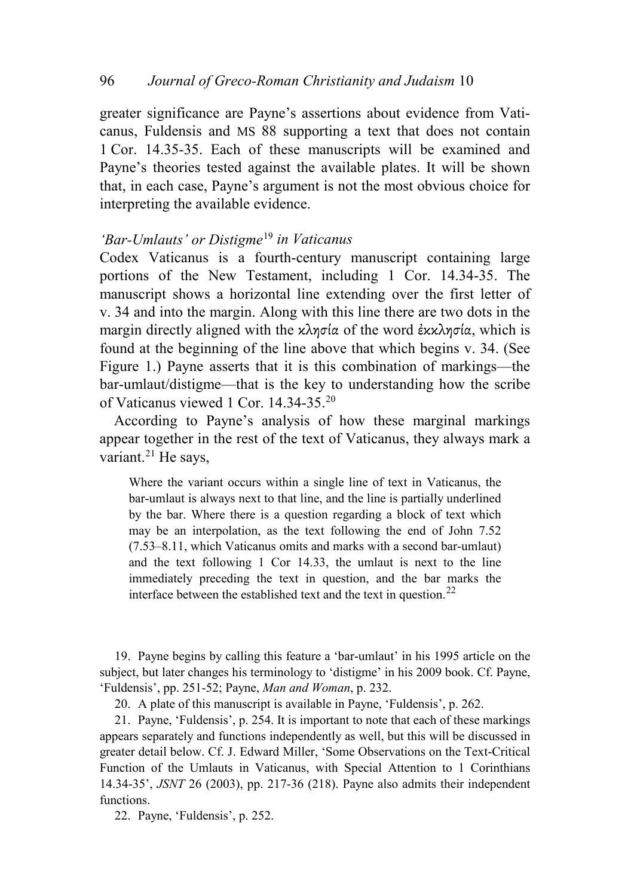greater significance are Payne's assertions about evidence from Vaticanus, Fuldensis and MS 88 supporting a text that does not contain 1 Cor. 14.35-35. Each of these manuscripts will be examined and Payne's theories tested against the available plates. It will be shown that, in each case, Payne's argument is not the most obvious choice for interpreting the available evidence.

### *'Bar-Umlauts' or Distigme[19] in Vaticanus*

Codex Vaticanus is a fourth-century manuscript containing large portions of the New Testament, including 1 Cor. 14.34-35. The manuscript shows a horizontal line extending over the first letter of v. 34 and into the margin. Along with this line there are two dots in the margin directly aligned with the κλησία of the word ἐκκλησία, which is found at the beginning of the line above that which begins v. 34. (See Figure 1.) Payne asserts that it is this combination of markings—the bar-umlaut/distigme—that is the key to understanding how the scribe of Vaticanus viewed 1 Cor. 14.34-35.[20]

According to Payne's analysis of how these marginal markings appear together in the rest of the text of Vaticanus, they always mark a variant.[21] He says,

> Where the variant occurs within a single line of text in Vaticanus, the bar-umlaut is always next to that line, and the line is partially underlined by the bar. Where there is a question regarding a block of text which may be an interpolation, as the text following the end of John 7.52 (7.53–8.11, which Vaticanus omits and marks with a second bar-umlaut) and the text following 1 Cor 14.33, the umlaut is next to the line immediately preceding the text in question, and the bar marks the interface between the established text and the text in question.[22]

19. Payne begins by calling this feature a 'bar-umlaut' in his 1995 article on the subject, but later changes his terminology to 'distigme' in his 2009 book. Cf. Payne, 'Fuldensis', pp. 251-52; Payne, *Man and Woman*, p. 232.

20. A plate of this manuscript is available in Payne, 'Fuldensis', p. 262.

21. Payne, 'Fuldensis', p. 254. It is important to note that each of these markings appears separately and functions independently as well, but this will be discussed in greater detail below. Cf. J. Edward Miller, 'Some Observations on the Text-Critical Function of the Umlauts in Vaticanus, with Special Attention to 1 Corinthians 14.34-35', *JSNT* 26 (2003), pp. 217-36 (218). Payne also admits their independent functions.

22. Payne, 'Fuldensis', p. 252.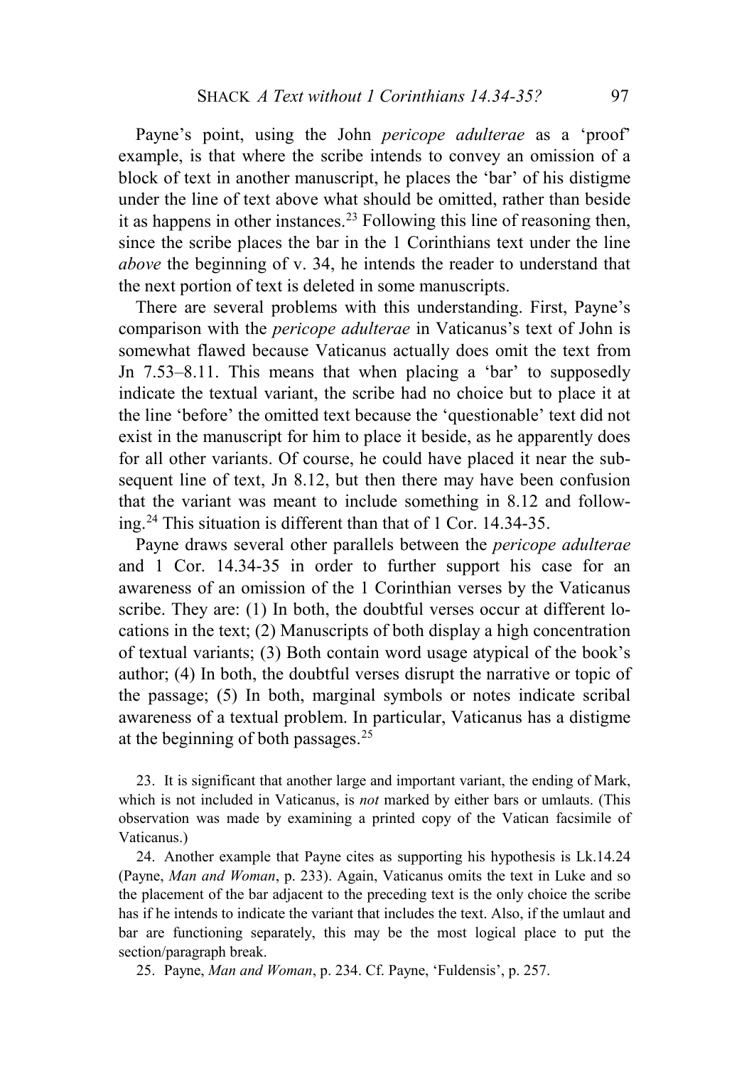Payne's point, using the John *pericope adulterae* as a 'proof' example, is that where the scribe intends to convey an omission of a block of text in another manuscript, he places the 'bar' of his distigme under the line of text above what should be omitted, rather than beside it as happens in other instances.[23] Following this line of reasoning then, since the scribe places the bar in the 1 Corinthians text under the line *above* the beginning of v. 34, he intends the reader to understand that the next portion of text is deleted in some manuscripts.

There are several problems with this understanding. First, Payne's comparison with the *pericope adulterae* in Vaticanus's text of John is somewhat flawed because Vaticanus actually does omit the text from Jn 7.53–8.11. This means that when placing a 'bar' to supposedly indicate the textual variant, the scribe had no choice but to place it at the line 'before' the omitted text because the 'questionable' text did not exist in the manuscript for him to place it beside, as he apparently does for all other variants. Of course, he could have placed it near the subsequent line of text, Jn 8.12, but then there may have been confusion that the variant was meant to include something in 8.12 and following.[24] This situation is different than that of 1 Cor. 14.34-35.

Payne draws several other parallels between the *pericope adulterae* and 1 Cor. 14.34-35 in order to further support his case for an awareness of an omission of the 1 Corinthian verses by the Vaticanus scribe. They are: (1) In both, the doubtful verses occur at different locations in the text; (2) Manuscripts of both display a high concentration of textual variants; (3) Both contain word usage atypical of the book's author; (4) In both, the doubtful verses disrupt the narrative or topic of the passage; (5) In both, marginal symbols or notes indicate scribal awareness of a textual problem. In particular, Vaticanus has a distigme at the beginning of both passages.[25]

23. It is significant that another large and important variant, the ending of Mark, which is not included in Vaticanus, is *not* marked by either bars or umlauts. (This observation was made by examining a printed copy of the Vatican facsimile of Vaticanus.)

24. Another example that Payne cites as supporting his hypothesis is Lk.14.24 (Payne, *Man and Woman*, p. 233). Again, Vaticanus omits the text in Luke and so the placement of the bar adjacent to the preceding text is the only choice the scribe has if he intends to indicate the variant that includes the text. Also, if the umlaut and bar are functioning separately, this may be the most logical place to put the section/paragraph break.

25. Payne, *Man and Woman*, p. 234. Cf. Payne, 'Fuldensis', p. 257.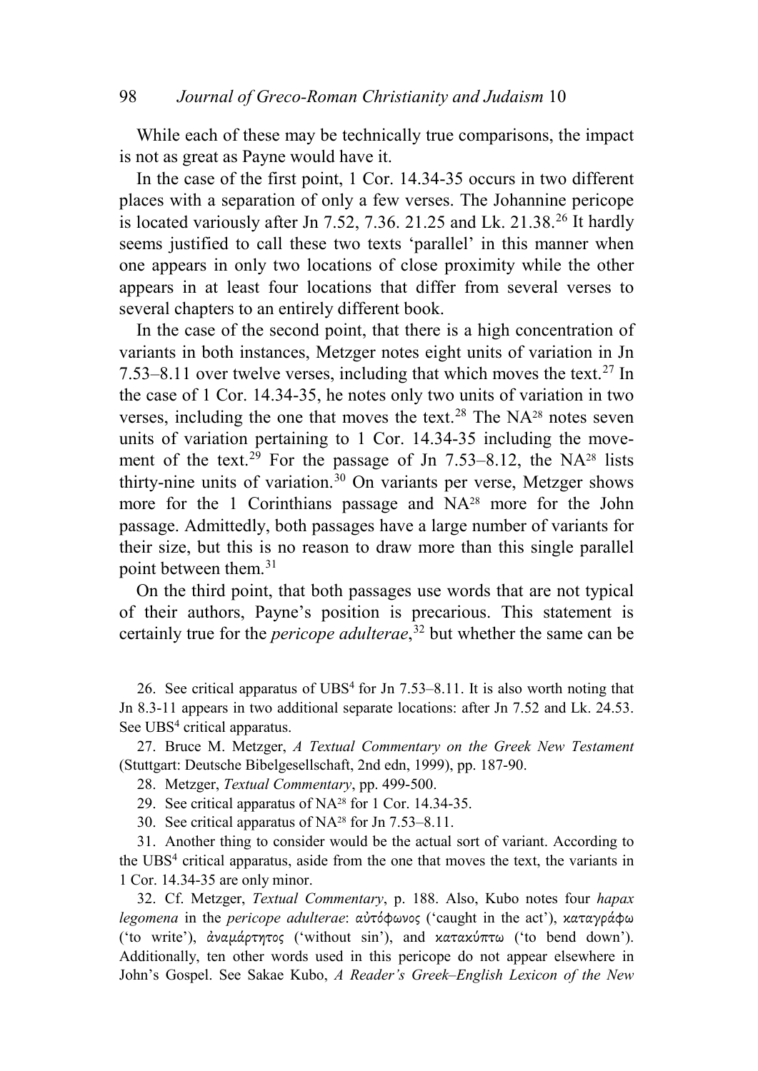While each of these may be technically true comparisons, the impact is not as great as Payne would have it.

In the case of the first point, 1 Cor. 14.34-35 occurs in two different places with a separation of only a few verses. The Johannine pericope is located variously after Jn 7.52, 7.36. 21.25 and Lk. 21.38.[26] It hardly seems justified to call these two texts 'parallel' in this manner when one appears in only two locations of close proximity while the other appears in at least four locations that differ from several verses to several chapters to an entirely different book.

In the case of the second point, that there is a high concentration of variants in both instances, Metzger notes eight units of variation in Jn 7.53–8.11 over twelve verses, including that which moves the text.[27] In the case of 1 Cor. 14.34-35, he notes only two units of variation in two verses, including the one that moves the text.[28] The NA[28] notes seven units of variation pertaining to 1 Cor. 14.34-35 including the movement of the text.[29] For the passage of Jn 7.53–8.12, the NA[28] lists thirty-nine units of variation.[30] On variants per verse, Metzger shows more for the 1 Corinthians passage and NA[28] more for the John passage. Admittedly, both passages have a large number of variants for their size, but this is no reason to draw more than this single parallel point between them.[31]

On the third point, that both passages use words that are not typical of their authors, Payne's position is precarious. This statement is certainly true for the *pericope adulterae*,[32] but whether the same can be

26. See critical apparatus of UBS[4] for Jn 7.53–8.11. It is also worth noting that Jn 8.3-11 appears in two additional separate locations: after Jn 7.52 and Lk. 24.53. See UBS[4] critical apparatus.

27. Bruce M. Metzger, *A Textual Commentary on the Greek New Testament* (Stuttgart: Deutsche Bibelgesellschaft, 2nd edn, 1999), pp. 187-90.

28. Metzger, *Textual Commentary*, pp. 499-500.

29. See critical apparatus of NA[28] for 1 Cor. 14.34-35.

30. See critical apparatus of NA[28] for Jn 7.53–8.11.

31. Another thing to consider would be the actual sort of variant. According to the UBS[4] critical apparatus, aside from the one that moves the text, the variants in 1 Cor. 14.34-35 are only minor.

32. Cf. Metzger, *Textual Commentary*, p. 188. Also, Kubo notes four *hapax legomena* in the *pericope adulterae*: αὐτόφωνος ('caught in the act'), καταγράφω ('to write'), ἀναμάρτητος ('without sin'), and κατακύπτω ('to bend down'). Additionally, ten other words used in this pericope do not appear elsewhere in John's Gospel. See Sakae Kubo, *A Reader's Greek–English Lexicon of the New*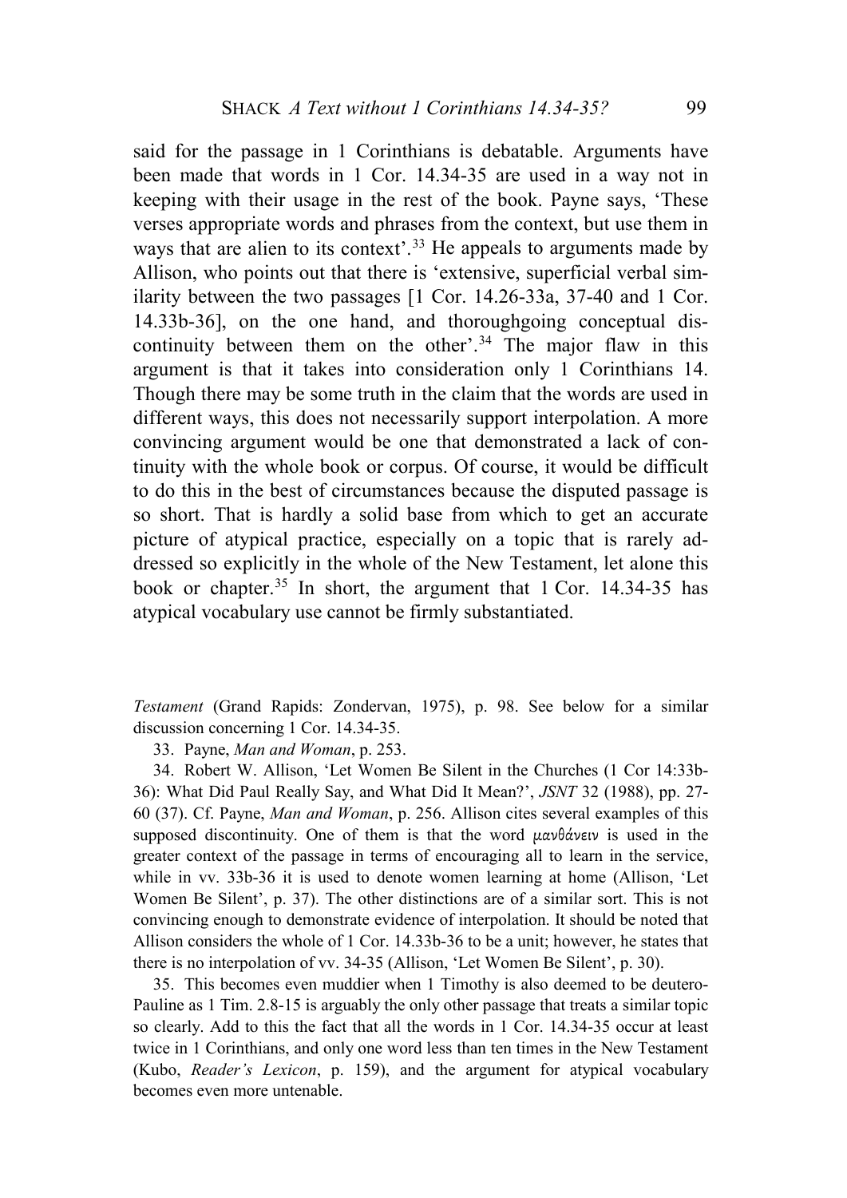said for the passage in 1 Corinthians is debatable. Arguments have been made that words in 1 Cor. 14.34-35 are used in a way not in keeping with their usage in the rest of the book. Payne says, 'These verses appropriate words and phrases from the context, but use them in ways that are alien to its context'.[33] He appeals to arguments made by Allison, who points out that there is 'extensive, superficial verbal similarity between the two passages [1 Cor. 14.26-33a, 37-40 and 1 Cor. 14.33b-36], on the one hand, and thoroughgoing conceptual discontinuity between them on the other'.[34] The major flaw in this argument is that it takes into consideration only 1 Corinthians 14. Though there may be some truth in the claim that the words are used in different ways, this does not necessarily support interpolation. A more convincing argument would be one that demonstrated a lack of continuity with the whole book or corpus. Of course, it would be difficult to do this in the best of circumstances because the disputed passage is so short. That is hardly a solid base from which to get an accurate picture of atypical practice, especially on a topic that is rarely addressed so explicitly in the whole of the New Testament, let alone this book or chapter.[35] In short, the argument that 1 Cor. 14.34-35 has atypical vocabulary use cannot be firmly substantiated.

*Testament* (Grand Rapids: Zondervan, 1975), p. 98. See below for a similar discussion concerning 1 Cor. 14.34-35.

33. Payne, *Man and Woman*, p. 253.

34. Robert W. Allison, 'Let Women Be Silent in the Churches (1 Cor 14:33b-36): What Did Paul Really Say, and What Did It Mean?', *JSNT* 32 (1988), pp. 27-60 (37). Cf. Payne, *Man and Woman*, p. 256. Allison cites several examples of this supposed discontinuity. One of them is that the word μανθάνειν is used in the greater context of the passage in terms of encouraging all to learn in the service, while in vv. 33b-36 it is used to denote women learning at home (Allison, 'Let Women Be Silent', p. 37). The other distinctions are of a similar sort. This is not convincing enough to demonstrate evidence of interpolation. It should be noted that Allison considers the whole of 1 Cor. 14.33b-36 to be a unit; however, he states that there is no interpolation of vv. 34-35 (Allison, 'Let Women Be Silent', p. 30).

35. This becomes even muddier when 1 Timothy is also deemed to be deutero-Pauline as 1 Tim. 2.8-15 is arguably the only other passage that treats a similar topic so clearly. Add to this the fact that all the words in 1 Cor. 14.34-35 occur at least twice in 1 Corinthians, and only one word less than ten times in the New Testament (Kubo, *Reader's Lexicon*, p. 159), and the argument for atypical vocabulary becomes even more untenable.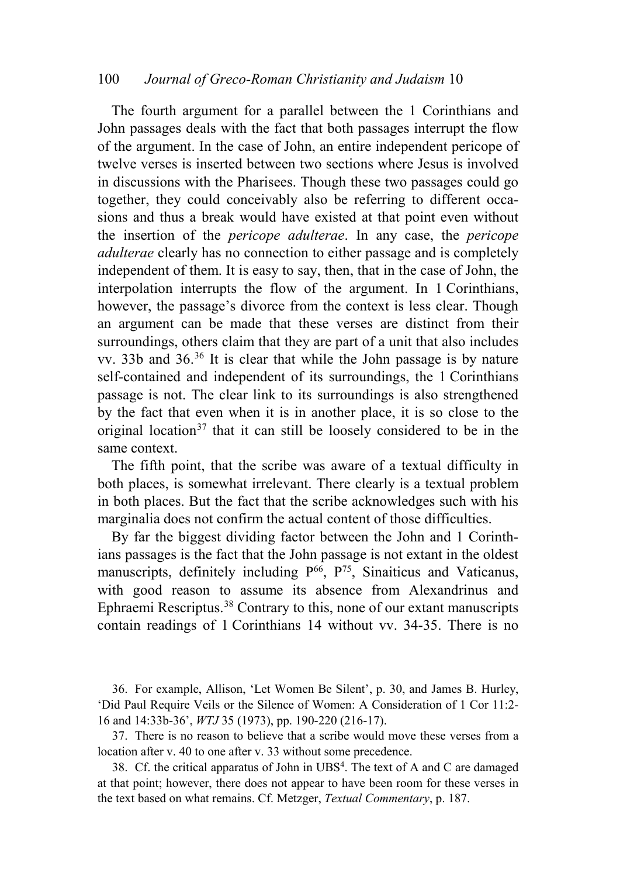The fourth argument for a parallel between the 1 Corinthians and John passages deals with the fact that both passages interrupt the flow of the argument. In the case of John, an entire independent pericope of twelve verses is inserted between two sections where Jesus is involved in discussions with the Pharisees. Though these two passages could go together, they could conceivably also be referring to different occasions and thus a break would have existed at that point even without the insertion of the *pericope adulterae*. In any case, the *pericope adulterae* clearly has no connection to either passage and is completely independent of them. It is easy to say, then, that in the case of John, the interpolation interrupts the flow of the argument. In 1 Corinthians, however, the passage's divorce from the context is less clear. Though an argument can be made that these verses are distinct from their surroundings, others claim that they are part of a unit that also includes vv. 33b and 36.[36] It is clear that while the John passage is by nature self-contained and independent of its surroundings, the 1 Corinthians passage is not. The clear link to its surroundings is also strengthened by the fact that even when it is in another place, it is so close to the original location[37] that it can still be loosely considered to be in the same context.

The fifth point, that the scribe was aware of a textual difficulty in both places, is somewhat irrelevant. There clearly is a textual problem in both places. But the fact that the scribe acknowledges such with his marginalia does not confirm the actual content of those difficulties.

By far the biggest dividing factor between the John and 1 Corinthians passages is the fact that the John passage is not extant in the oldest manuscripts, definitely including $P^{66}$, $P^{75}$, Sinaiticus and Vaticanus, with good reason to assume its absence from Alexandrinus and Ephraemi Rescriptus.[38] Contrary to this, none of our extant manuscripts contain readings of 1 Corinthians 14 without vv. 34-35. There is no

36. For example, Allison, 'Let Women Be Silent', p. 30, and James B. Hurley, 'Did Paul Require Veils or the Silence of Women: A Consideration of 1 Cor 11:2-16 and 14:33b-36', *WTJ* 35 (1973), pp. 190-220 (216-17).

37. There is no reason to believe that a scribe would move these verses from a location after v. 40 to one after v. 33 without some precedence.

38. Cf. the critical apparatus of John in $UBS^4$. The text of A and C are damaged at that point; however, there does not appear to have been room for these verses in the text based on what remains. Cf. Metzger, *Textual Commentary*, p. 187.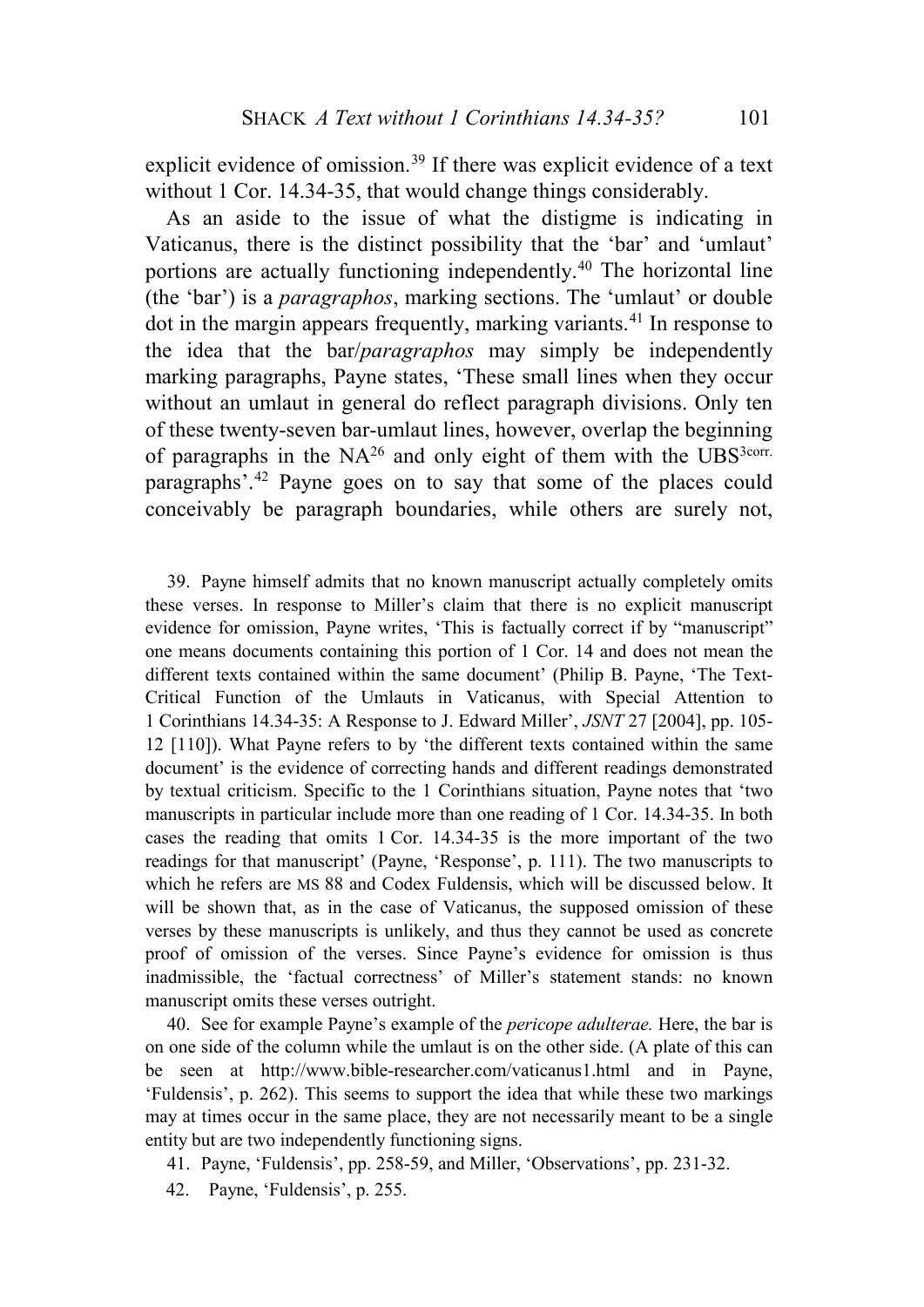explicit evidence of omission.[39] If there was explicit evidence of a text without 1 Cor. 14.34-35, that would change things considerably.

As an aside to the issue of what the distigme is indicating in Vaticanus, there is the distinct possibility that the 'bar' and 'umlaut' portions are actually functioning independently.[40] The horizontal line (the 'bar') is a *paragraphos*, marking sections. The 'umlaut' or double dot in the margin appears frequently, marking variants.[41] In response to the idea that the bar/*paragraphos* may simply be independently marking paragraphs, Payne states, 'These small lines when they occur without an umlaut in general do reflect paragraph divisions. Only ten of these twenty-seven bar-umlaut lines, however, overlap the beginning of paragraphs in the NA[26] and only eight of them with the UBS[3corr.] paragraphs'.[42] Payne goes on to say that some of the places could conceivably be paragraph boundaries, while others are surely not,

39. Payne himself admits that no known manuscript actually completely omits these verses. In response to Miller's claim that there is no explicit manuscript evidence for omission, Payne writes, 'This is factually correct if by "manuscript" one means documents containing this portion of 1 Cor. 14 and does not mean the different texts contained within the same document' (Philip B. Payne, 'The Text-Critical Function of the Umlauts in Vaticanus, with Special Attention to 1 Corinthians 14.34-35: A Response to J. Edward Miller', *JSNT* 27 [2004], pp. 105-12 [110]). What Payne refers to by 'the different texts contained within the same document' is the evidence of correcting hands and different readings demonstrated by textual criticism. Specific to the 1 Corinthians situation, Payne notes that 'two manuscripts in particular include more than one reading of 1 Cor. 14.34-35. In both cases the reading that omits 1 Cor. 14.34-35 is the more important of the two readings for that manuscript' (Payne, 'Response', p. 111). The two manuscripts to which he refers are MS 88 and Codex Fuldensis, which will be discussed below. It will be shown that, as in the case of Vaticanus, the supposed omission of these verses by these manuscripts is unlikely, and thus they cannot be used as concrete proof of omission of the verses. Since Payne's evidence for omission is thus inadmissible, the 'factual correctness' of Miller's statement stands: no known manuscript omits these verses outright.

40. See for example Payne's example of the *pericope adulterae.* Here, the bar is on one side of the column while the umlaut is on the other side. (A plate of this can be seen at http://www.bible-researcher.com/vaticanus1.html and in Payne, 'Fuldensis', p. 262). This seems to support the idea that while these two markings may at times occur in the same place, they are not necessarily meant to be a single entity but are two independently functioning signs.

41. Payne, 'Fuldensis', pp. 258-59, and Miller, 'Observations', pp. 231-32.

42. Payne, 'Fuldensis', p. 255.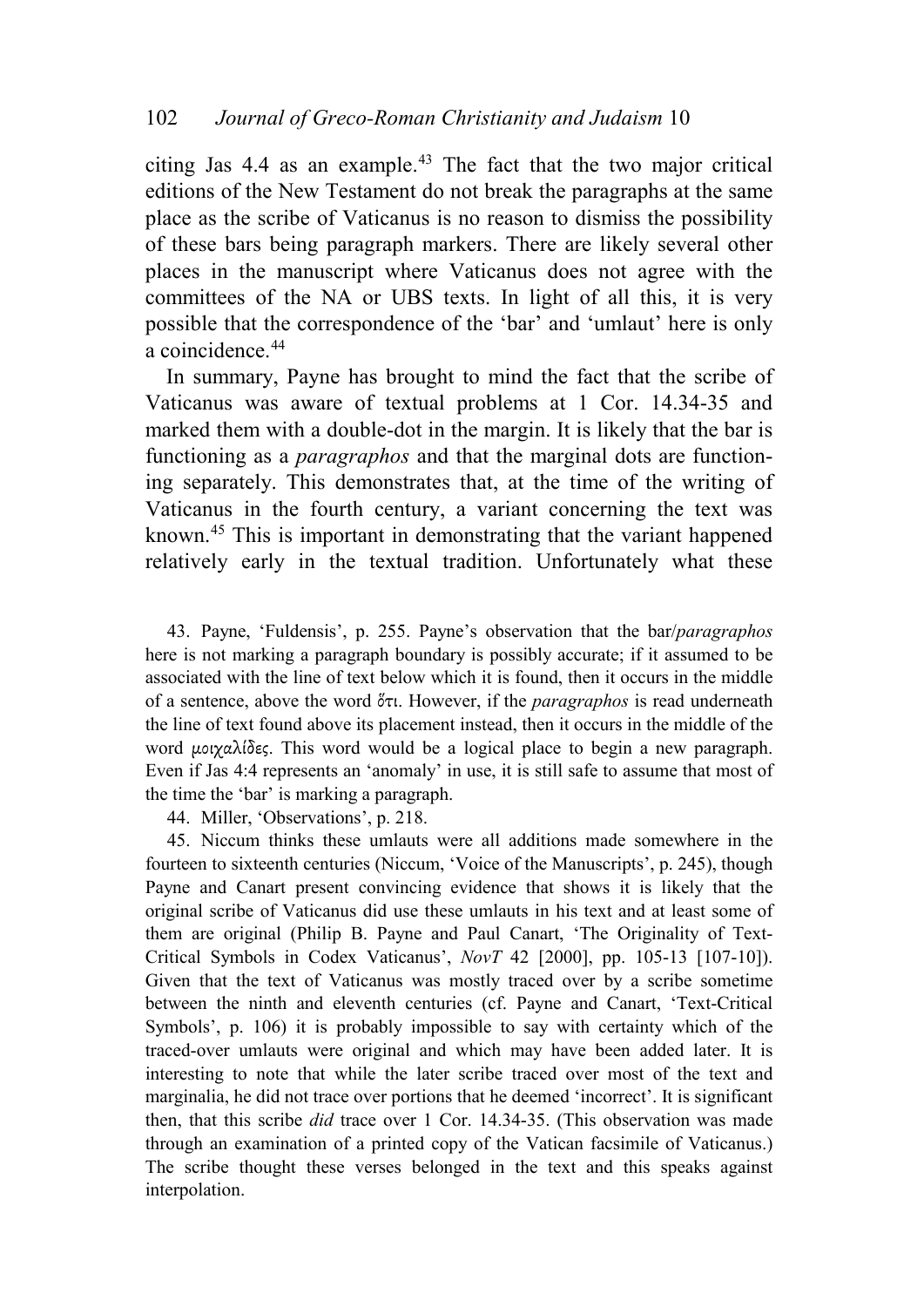citing Jas 4.4 as an example.[43] The fact that the two major critical editions of the New Testament do not break the paragraphs at the same place as the scribe of Vaticanus is no reason to dismiss the possibility of these bars being paragraph markers. There are likely several other places in the manuscript where Vaticanus does not agree with the committees of the NA or UBS texts. In light of all this, it is very possible that the correspondence of the 'bar' and 'umlaut' here is only a coincidence.[44]

In summary, Payne has brought to mind the fact that the scribe of Vaticanus was aware of textual problems at 1 Cor. 14.34-35 and marked them with a double-dot in the margin. It is likely that the bar is functioning as a *paragraphos* and that the marginal dots are functioning separately. This demonstrates that, at the time of the writing of Vaticanus in the fourth century, a variant concerning the text was known.[45] This is important in demonstrating that the variant happened relatively early in the textual tradition. Unfortunately what these

43. Payne, 'Fuldensis', p. 255. Payne's observation that the bar/*paragraphos* here is not marking a paragraph boundary is possibly accurate; if it assumed to be associated with the line of text below which it is found, then it occurs in the middle of a sentence, above the word ὅτι. However, if the *paragraphos* is read underneath the line of text found above its placement instead, then it occurs in the middle of the word μοιχαλίδες. This word would be a logical place to begin a new paragraph. Even if Jas 4:4 represents an 'anomaly' in use, it is still safe to assume that most of the time the 'bar' is marking a paragraph.

44. Miller, 'Observations', p. 218.

45. Niccum thinks these umlauts were all additions made somewhere in the fourteen to sixteenth centuries (Niccum, 'Voice of the Manuscripts', p. 245), though Payne and Canart present convincing evidence that shows it is likely that the original scribe of Vaticanus did use these umlauts in his text and at least some of them are original (Philip B. Payne and Paul Canart, 'The Originality of Text-Critical Symbols in Codex Vaticanus', *NovT* 42 [2000], pp. 105-13 [107-10]). Given that the text of Vaticanus was mostly traced over by a scribe sometime between the ninth and eleventh centuries (cf. Payne and Canart, 'Text-Critical Symbols', p. 106) it is probably impossible to say with certainty which of the traced-over umlauts were original and which may have been added later. It is interesting to note that while the later scribe traced over most of the text and marginalia, he did not trace over portions that he deemed 'incorrect'. It is significant then, that this scribe *did* trace over 1 Cor. 14.34-35. (This observation was made through an examination of a printed copy of the Vatican facsimile of Vaticanus.) The scribe thought these verses belonged in the text and this speaks against interpolation.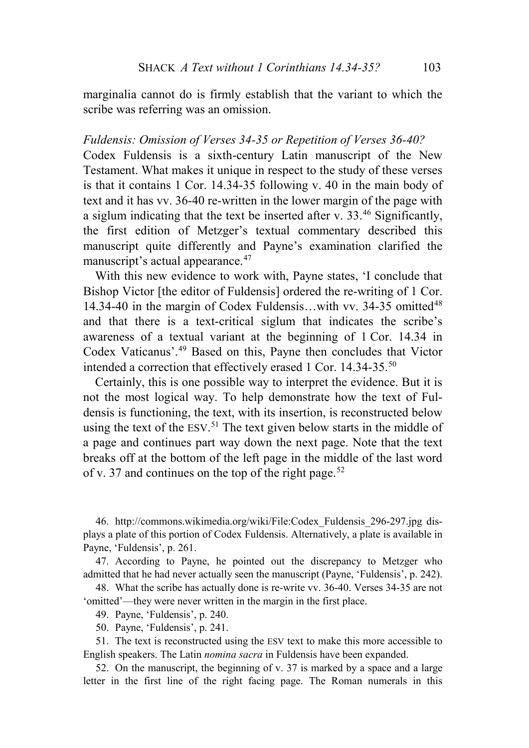marginalia cannot do is firmly establish that the variant to which the scribe was referring was an omission.

*Fuldensis: Omission of Verses 34-35 or Repetition of Verses 36-40?*

Codex Fuldensis is a sixth-century Latin manuscript of the New Testament. What makes it unique in respect to the study of these verses is that it contains 1 Cor. 14.34-35 following v. 40 in the main body of text and it has vv. 36-40 re-written in the lower margin of the page with a siglum indicating that the text be inserted after v. 33.[46] Significantly, the first edition of Metzger's textual commentary described this manuscript quite differently and Payne's examination clarified the manuscript's actual appearance.[47]

With this new evidence to work with, Payne states, 'I conclude that Bishop Victor [the editor of Fuldensis] ordered the re-writing of 1 Cor. 14.34-40 in the margin of Codex Fuldensis…with vv. 34-35 omitted[48] and that there is a text-critical siglum that indicates the scribe's awareness of a textual variant at the beginning of 1 Cor. 14.34 in Codex Vaticanus'.[49] Based on this, Payne then concludes that Victor intended a correction that effectively erased 1 Cor. 14.34-35.[50]

Certainly, this is one possible way to interpret the evidence. But it is not the most logical way. To help demonstrate how the text of Fuldensis is functioning, the text, with its insertion, is reconstructed below using the text of the ESV.[51] The text given below starts in the middle of a page and continues part way down the next page. Note that the text breaks off at the bottom of the left page in the middle of the last word of v. 37 and continues on the top of the right page.[52]

46. http://commons.wikimedia.org/wiki/File:Codex_Fuldensis_296-297.jpg displays a plate of this portion of Codex Fuldensis. Alternatively, a plate is available in Payne, 'Fuldensis', p. 261.

47. According to Payne, he pointed out the discrepancy to Metzger who admitted that he had never actually seen the manuscript (Payne, 'Fuldensis', p. 242).

48. What the scribe has actually done is re-write vv. 36-40. Verses 34-35 are not 'omitted'—they were never written in the margin in the first place.

49. Payne, 'Fuldensis', p. 240.

50. Payne, 'Fuldensis', p. 241.

51. The text is reconstructed using the ESV text to make this more accessible to English speakers. The Latin *nomina sacra* in Fuldensis have been expanded.

52. On the manuscript, the beginning of v. 37 is marked by a space and a large letter in the first line of the right facing page. The Roman numerals in this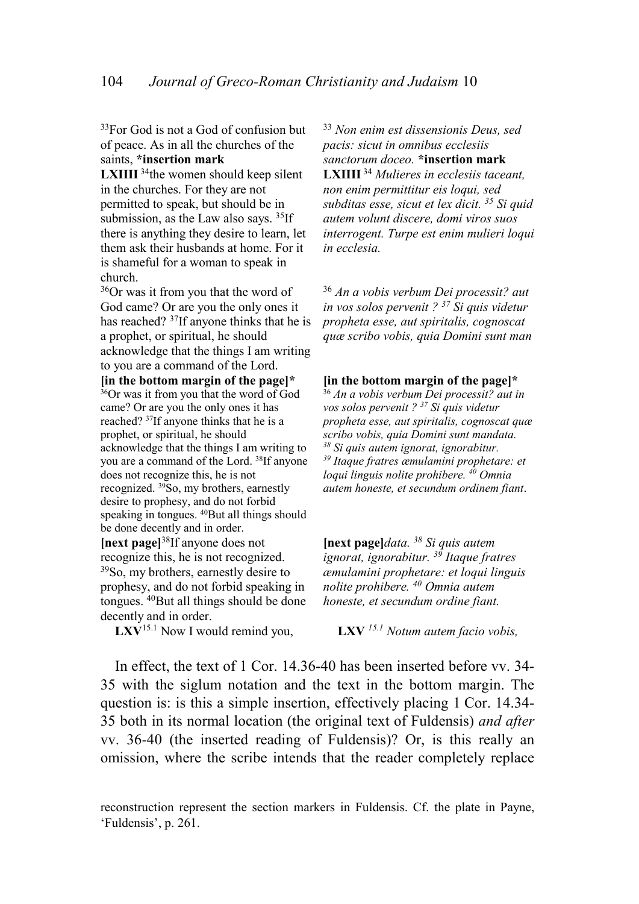| | |
|---|---|
| [33]For God is not a God of confusion but of peace. As in all the churches of the saints, **\*insertion mark** **LXIIII** [34]the women should keep silent in the churches. For they are not permitted to speak, but should be in submission, as the Law also says. [35]If there is anything they desire to learn, let them ask their husbands at home. For it is shameful for a woman to speak in church. | [33] *Non enim est dissensionis Deus, sed pacis: sicut in omnibus ecclesiis sanctorum doceo.* **\*insertion mark** **LXIIII** [34] *Mulieres in ecclesiis taceant, non enim permittitur eis loqui, sed subditas esse, sicut et lex dicit.* [35] *Si quid autem volunt discere, domi viros suos interrogent. Turpe est enim mulieri loqui in ecclesia.* |
| [36]Or was it from you that the word of God came? Or are you the only ones it has reached? [37]If anyone thinks that he is a prophet, or spiritual, he should acknowledge that the things I am writing to you are a command of the Lord. | [36] *An a vobis verbum Dei processit? aut in vos solos pervenit ?* [37] *Si quis videtur propheta esse, aut spiritalis, cognoscat quæ scribo vobis, quia Domini sunt man* |
| **[in the bottom margin of the page]\*** [36]Or was it from you that the word of God came? Or are you the only ones it has reached? [37]If anyone thinks that he is a prophet, or spiritual, he should acknowledge that the things I am writing to you are a command of the Lord. [38]If anyone does not recognize this, he is not recognized. [39]So, my brothers, earnestly desire to prophesy, and do not forbid speaking in tongues. [40]But all things should be done decently and in order. | **[in the bottom margin of the page]\*** [36] *An a vobis verbum Dei processit? aut in vos solos pervenit ?* [37] *Si quis videtur propheta esse, aut spiritalis, cognoscat quæ scribo vobis, quia Domini sunt mandata.* [38] *Si quis autem ignorat, ignorabitur.* [39] *Itaque fratres æmulamini prophetare: et loqui linguis nolite prohibere.* [40] *Omnia autem honeste, et secundum ordinem fiant*. |
| **[next page]**[38]If anyone does not recognize this, he is not recognized. [39]So, my brothers, earnestly desire to prophesy, and do not forbid speaking in tongues. [40]But all things should be done decently and in order. | **[next page]***data.* [38] *Si quis autem ignorat, ignorabitur.* [39] *Itaque fratres æmulamini prophetare: et loqui linguis nolite prohibere.* [40] *Omnia autem honeste, et secundum ordine fiant.* |
| **LXV**[15.1] Now I would remind you, | **LXV** *[15.1] Notum autem facio vobis,* |

In effect, the text of 1 Cor. 14.36-40 has been inserted before vv. 34-35 with the siglum notation and the text in the bottom margin. The question is: is this a simple insertion, effectively placing 1 Cor. 14.34-35 both in its normal location (the original text of Fuldensis) *and after* vv. 36-40 (the inserted reading of Fuldensis)? Or, is this really an omission, where the scribe intends that the reader completely replace

reconstruction represent the section markers in Fuldensis. Cf. the plate in Payne, 'Fuldensis', p. 261.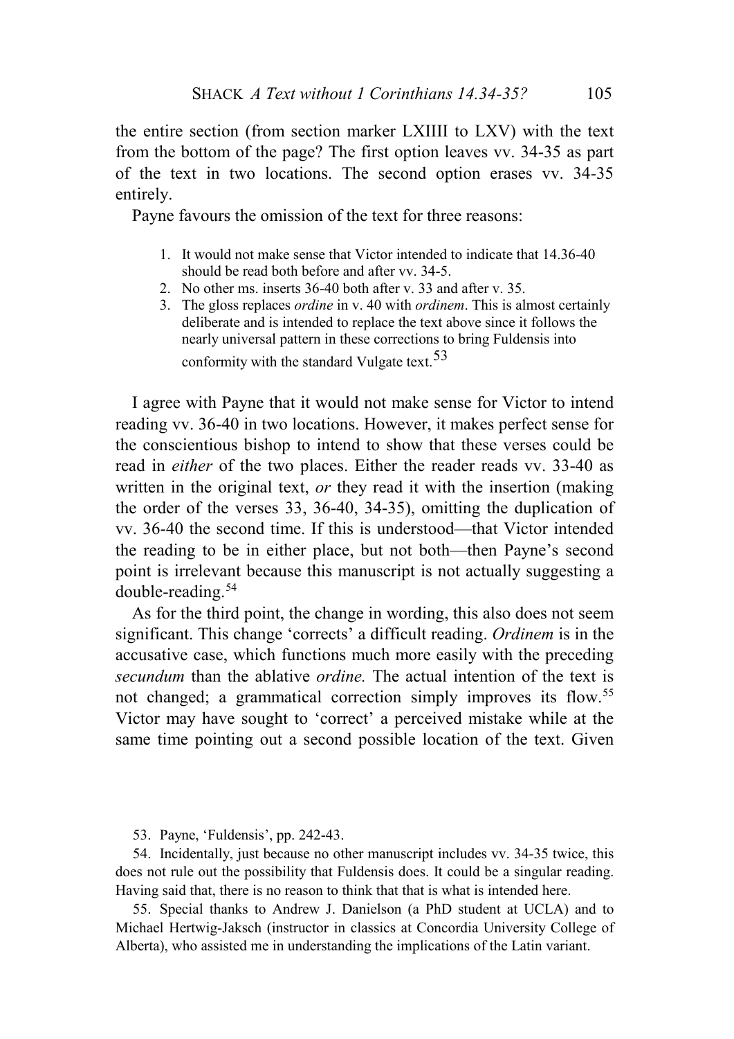the entire section (from section marker LXIIII to LXV) with the text from the bottom of the page? The first option leaves vv. 34-35 as part of the text in two locations. The second option erases vv. 34-35 entirely.

Payne favours the omission of the text for three reasons:

1. It would not make sense that Victor intended to indicate that 14.36-40 should be read both before and after vv. 34-5.
2. No other ms. inserts 36-40 both after v. 33 and after v. 35.
3. The gloss replaces *ordine* in v. 40 with *ordinem*. This is almost certainly deliberate and is intended to replace the text above since it follows the nearly universal pattern in these corrections to bring Fuldensis into conformity with the standard Vulgate text.[53]

I agree with Payne that it would not make sense for Victor to intend reading vv. 36-40 in two locations. However, it makes perfect sense for the conscientious bishop to intend to show that these verses could be read in *either* of the two places. Either the reader reads vv. 33-40 as written in the original text, *or* they read it with the insertion (making the order of the verses 33, 36-40, 34-35), omitting the duplication of vv. 36-40 the second time. If this is understood—that Victor intended the reading to be in either place, but not both—then Payne's second point is irrelevant because this manuscript is not actually suggesting a double-reading.[54]

As for the third point, the change in wording, this also does not seem significant. This change 'corrects' a difficult reading. *Ordinem* is in the accusative case, which functions much more easily with the preceding *secundum* than the ablative *ordine.* The actual intention of the text is not changed; a grammatical correction simply improves its flow.[55] Victor may have sought to 'correct' a perceived mistake while at the same time pointing out a second possible location of the text. Given

53. Payne, 'Fuldensis', pp. 242-43.

54. Incidentally, just because no other manuscript includes vv. 34-35 twice, this does not rule out the possibility that Fuldensis does. It could be a singular reading. Having said that, there is no reason to think that that is what is intended here.

55. Special thanks to Andrew J. Danielson (a PhD student at UCLA) and to Michael Hertwig-Jaksch (instructor in classics at Concordia University College of Alberta), who assisted me in understanding the implications of the Latin variant.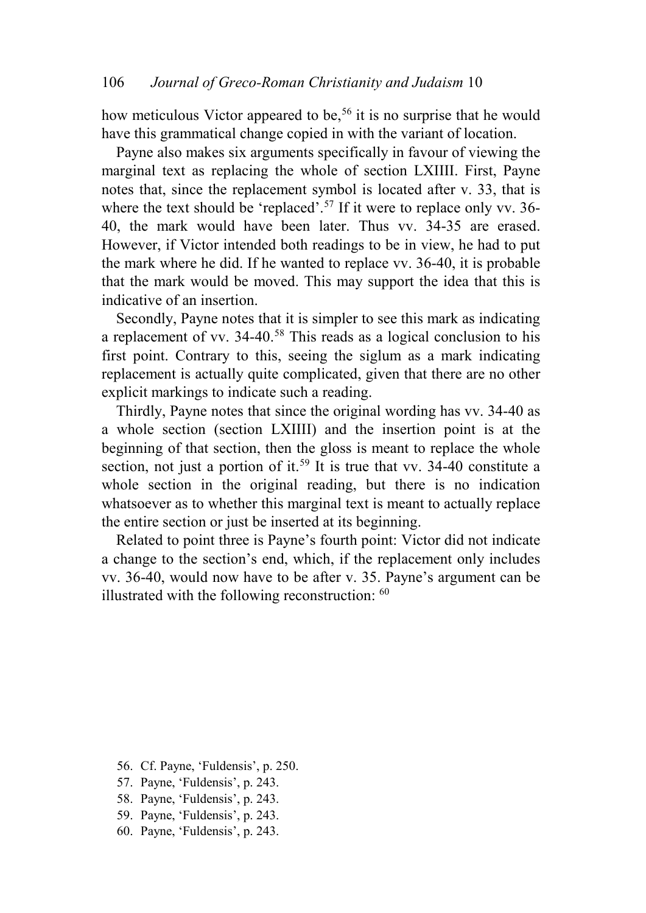how meticulous Victor appeared to be,[56] it is no surprise that he would have this grammatical change copied in with the variant of location.

Payne also makes six arguments specifically in favour of viewing the marginal text as replacing the whole of section LXIIII. First, Payne notes that, since the replacement symbol is located after v. 33, that is where the text should be 'replaced'.[57] If it were to replace only vv. 36-40, the mark would have been later. Thus vv. 34-35 are erased. However, if Victor intended both readings to be in view, he had to put the mark where he did. If he wanted to replace vv. 36-40, it is probable that the mark would be moved. This may support the idea that this is indicative of an insertion.

Secondly, Payne notes that it is simpler to see this mark as indicating a replacement of vv. 34-40.[58] This reads as a logical conclusion to his first point. Contrary to this, seeing the siglum as a mark indicating replacement is actually quite complicated, given that there are no other explicit markings to indicate such a reading.

Thirdly, Payne notes that since the original wording has vv. 34-40 as a whole section (section LXIIII) and the insertion point is at the beginning of that section, then the gloss is meant to replace the whole section, not just a portion of it.[59] It is true that vv. 34-40 constitute a whole section in the original reading, but there is no indication whatsoever as to whether this marginal text is meant to actually replace the entire section or just be inserted at its beginning.

Related to point three is Payne's fourth point: Victor did not indicate a change to the section's end, which, if the replacement only includes vv. 36-40, would now have to be after v. 35. Payne's argument can be illustrated with the following reconstruction: [60]

56. Cf. Payne, 'Fuldensis', p. 250.

57. Payne, 'Fuldensis', p. 243.

58. Payne, 'Fuldensis', p. 243.

59. Payne, 'Fuldensis', p. 243.

60. Payne, 'Fuldensis', p. 243.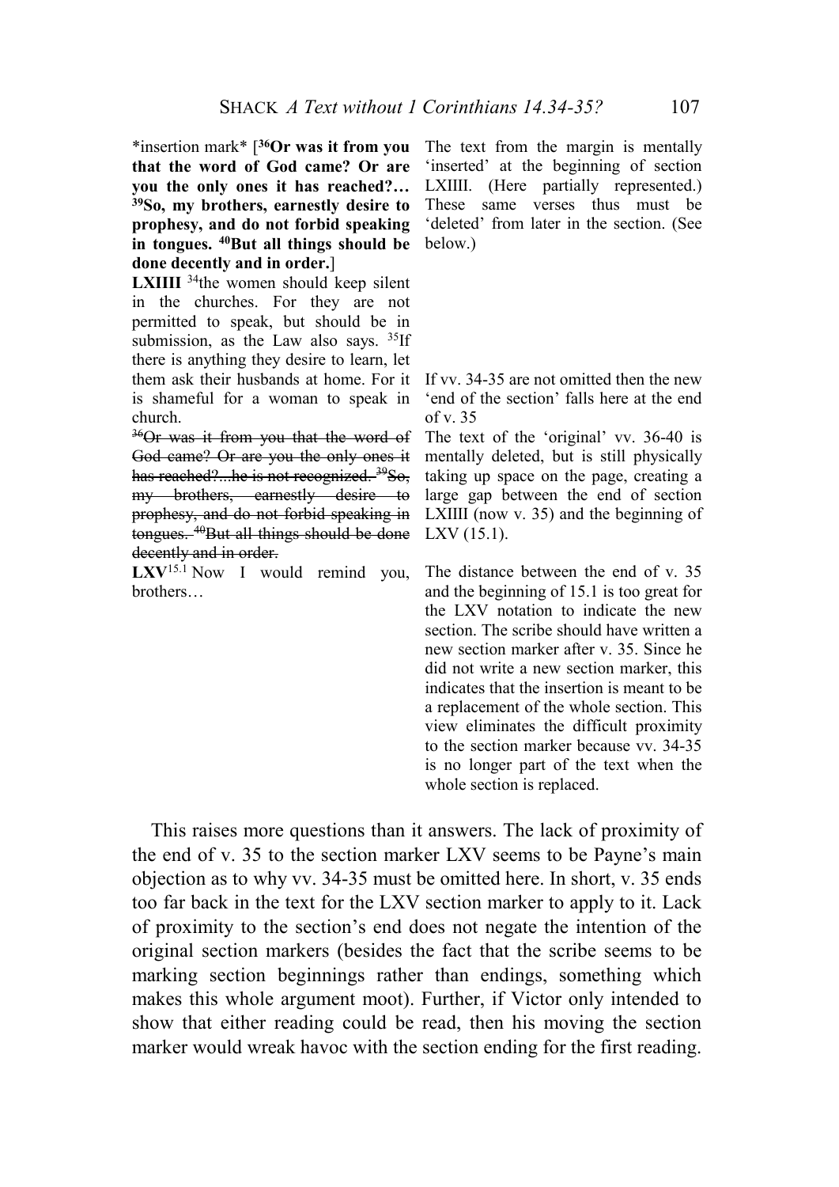| | |
|---|---|
| \*insertion mark\* [**[36]Or was it from you that the word of God came? Or are you the only ones it has reached?… [39]So, my brothers, earnestly desire to prophesy, and do not forbid speaking in tongues. [40]But all things should be done decently and in order.**] | The text from the margin is mentally 'inserted' at the beginning of section LXIIII. (Here partially represented.) These same verses thus must be 'deleted' from later in the section. (See below.) |
| **LXIIII** [34]the women should keep silent in the churches. For they are not permitted to speak, but should be in submission, as the Law also says. [35]If there is anything they desire to learn, let them ask their husbands at home. For it is shameful for a woman to speak in church. | If vv. 34-35 are not omitted then the new 'end of the section' falls here at the end of v. 35 |
| ~~[36]Or was it from you that the word of God came? Or are you the only ones it has reached?...he is not recognized. [39]So, my brothers, earnestly desire to prophesy, and do not forbid speaking in tongues. [40]But all things should be done decently and in order.~~ | The text of the 'original' vv. 36-40 is mentally deleted, but is still physically taking up space on the page, creating a large gap between the end of section LXIIII (now v. 35) and the beginning of LXV (15.1). |
| **LXV**[15.1] Now I would remind you, brothers… | The distance between the end of v. 35 and the beginning of 15.1 is too great for the LXV notation to indicate the new section. The scribe should have written a new section marker after v. 35. Since he did not write a new section marker, this indicates that the insertion is meant to be a replacement of the whole section. This view eliminates the difficult proximity to the section marker because vv. 34-35 is no longer part of the text when the whole section is replaced. |

This raises more questions than it answers. The lack of proximity of the end of v. 35 to the section marker LXV seems to be Payne's main objection as to why vv. 34-35 must be omitted here. In short, v. 35 ends too far back in the text for the LXV section marker to apply to it. Lack of proximity to the section's end does not negate the intention of the original section markers (besides the fact that the scribe seems to be marking section beginnings rather than endings, something which makes this whole argument moot). Further, if Victor only intended to show that either reading could be read, then his moving the section marker would wreak havoc with the section ending for the first reading.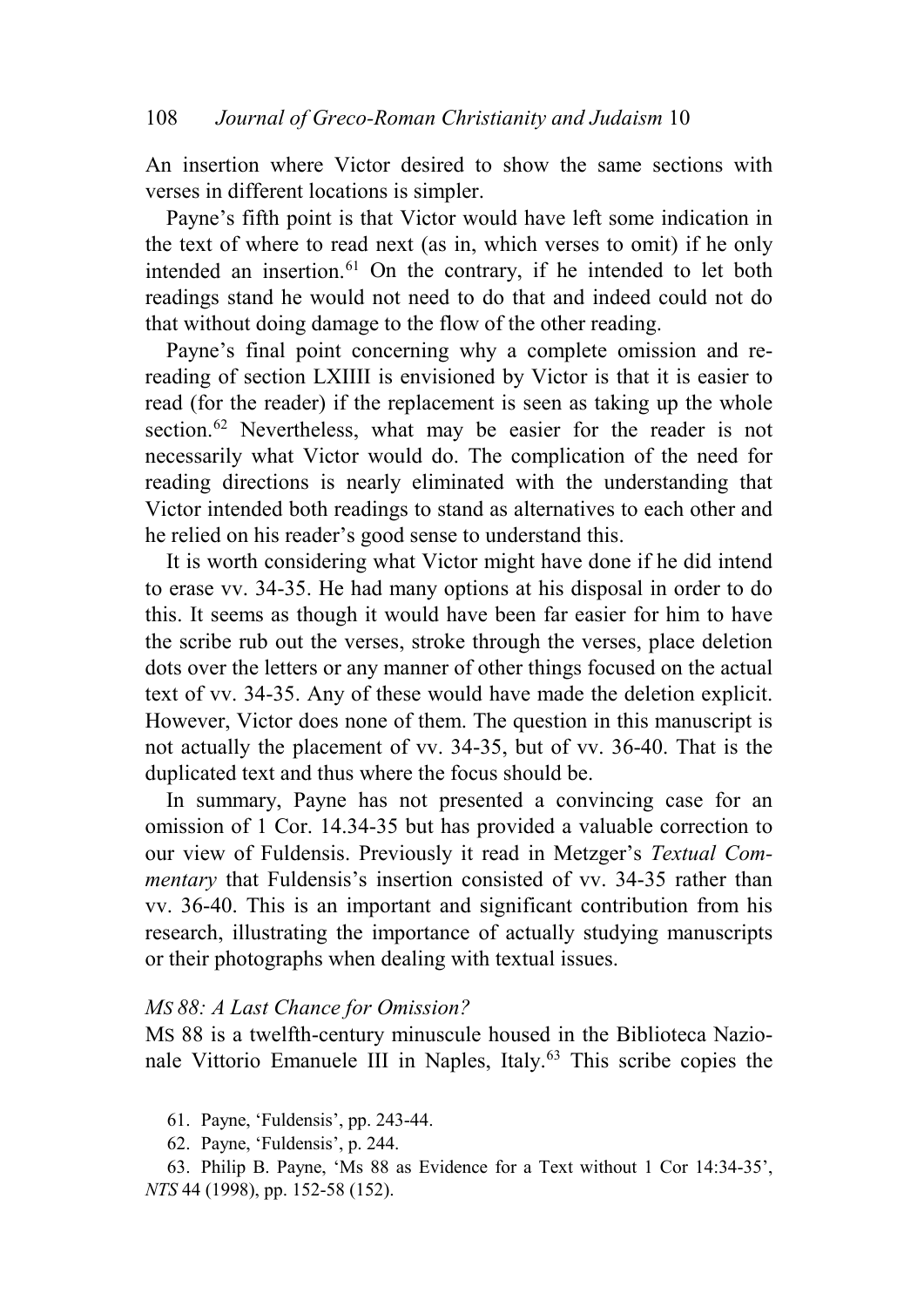An insertion where Victor desired to show the same sections with verses in different locations is simpler.

Payne's fifth point is that Victor would have left some indication in the text of where to read next (as in, which verses to omit) if he only intended an insertion.[61] On the contrary, if he intended to let both readings stand he would not need to do that and indeed could not do that without doing damage to the flow of the other reading.

Payne's final point concerning why a complete omission and re-reading of section LXIIII is envisioned by Victor is that it is easier to read (for the reader) if the replacement is seen as taking up the whole section.[62] Nevertheless, what may be easier for the reader is not necessarily what Victor would do. The complication of the need for reading directions is nearly eliminated with the understanding that Victor intended both readings to stand as alternatives to each other and he relied on his reader's good sense to understand this.

It is worth considering what Victor might have done if he did intend to erase vv. 34-35. He had many options at his disposal in order to do this. It seems as though it would have been far easier for him to have the scribe rub out the verses, stroke through the verses, place deletion dots over the letters or any manner of other things focused on the actual text of vv. 34-35. Any of these would have made the deletion explicit. However, Victor does none of them. The question in this manuscript is not actually the placement of vv. 34-35, but of vv. 36-40. That is the duplicated text and thus where the focus should be.

In summary, Payne has not presented a convincing case for an omission of 1 Cor. 14.34-35 but has provided a valuable correction to our view of Fuldensis. Previously it read in Metzger's *Textual Commentary* that Fuldensis's insertion consisted of vv. 34-35 rather than vv. 36-40. This is an important and significant contribution from his research, illustrating the importance of actually studying manuscripts or their photographs when dealing with textual issues.

*MS 88: A Last Chance for Omission?*

MS 88 is a twelfth-century minuscule housed in the Biblioteca Nazionale Vittorio Emanuele III in Naples, Italy.[63] This scribe copies the

61. Payne, 'Fuldensis', pp. 243-44.

62. Payne, 'Fuldensis', p. 244.

63. Philip B. Payne, 'Ms 88 as Evidence for a Text without 1 Cor 14:34-35', *NTS* 44 (1998), pp. 152-58 (152).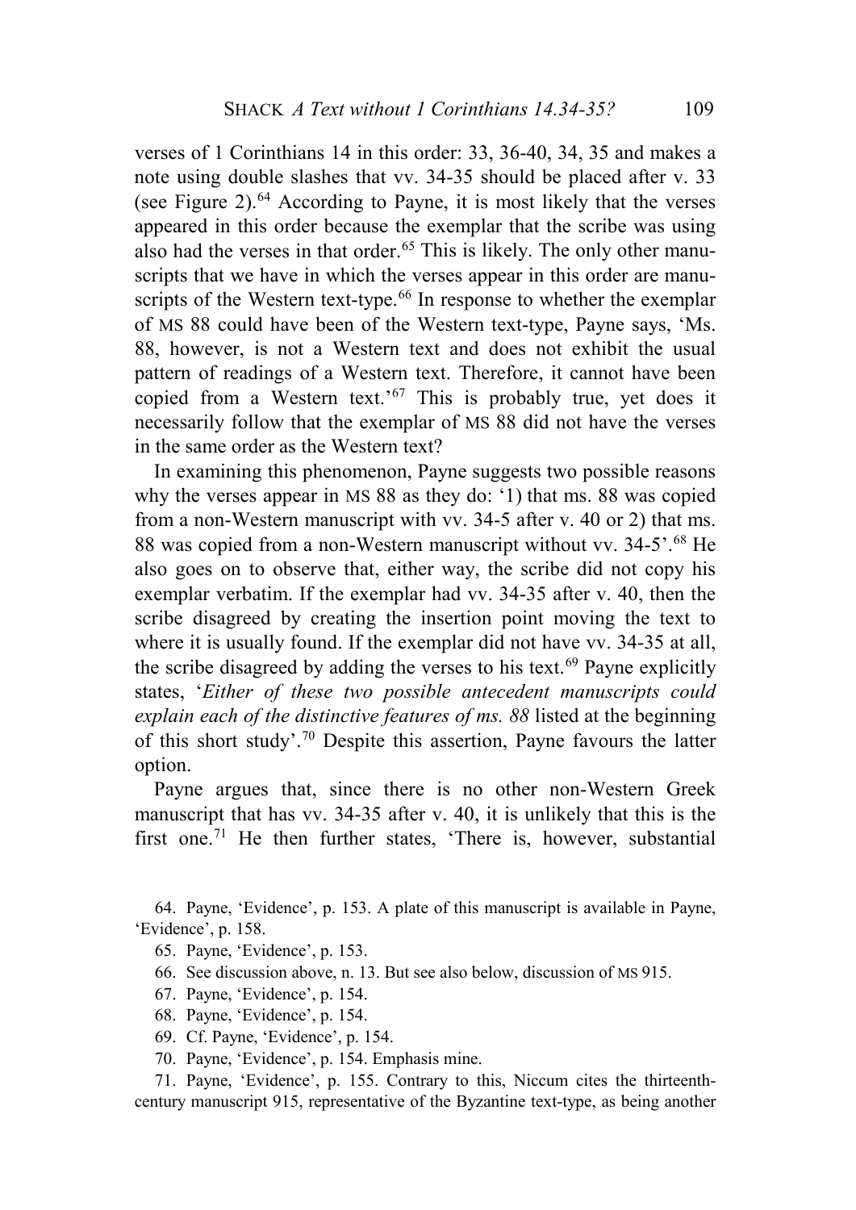verses of 1 Corinthians 14 in this order: 33, 36-40, 34, 35 and makes a note using double slashes that vv. 34-35 should be placed after v. 33 (see Figure 2).[64] According to Payne, it is most likely that the verses appeared in this order because the exemplar that the scribe was using also had the verses in that order.[65] This is likely. The only other manuscripts that we have in which the verses appear in this order are manuscripts of the Western text-type.[66] In response to whether the exemplar of MS 88 could have been of the Western text-type, Payne says, 'Ms. 88, however, is not a Western text and does not exhibit the usual pattern of readings of a Western text. Therefore, it cannot have been copied from a Western text.'[67] This is probably true, yet does it necessarily follow that the exemplar of MS 88 did not have the verses in the same order as the Western text?

In examining this phenomenon, Payne suggests two possible reasons why the verses appear in MS 88 as they do: '1) that ms. 88 was copied from a non-Western manuscript with vv. 34-5 after v. 40 or 2) that ms. 88 was copied from a non-Western manuscript without vv. 34-5'.[68] He also goes on to observe that, either way, the scribe did not copy his exemplar verbatim. If the exemplar had vv. 34-35 after v. 40, then the scribe disagreed by creating the insertion point moving the text to where it is usually found. If the exemplar did not have vv. 34-35 at all, the scribe disagreed by adding the verses to his text.[69] Payne explicitly states, '*Either of these two possible antecedent manuscripts could explain each of the distinctive features of ms. 88* listed at the beginning of this short study'.[70] Despite this assertion, Payne favours the latter option.

Payne argues that, since there is no other non-Western Greek manuscript that has vv. 34-35 after v. 40, it is unlikely that this is the first one.[71] He then further states, 'There is, however, substantial

64. Payne, 'Evidence', p. 153. A plate of this manuscript is available in Payne, 'Evidence', p. 158.

65. Payne, 'Evidence', p. 153.

66. See discussion above, n. 13. But see also below, discussion of MS 915.

67. Payne, 'Evidence', p. 154.

68. Payne, 'Evidence', p. 154.

69. Cf. Payne, 'Evidence', p. 154.

70. Payne, 'Evidence', p. 154. Emphasis mine.

71. Payne, 'Evidence', p. 155. Contrary to this, Niccum cites the thirteenth-century manuscript 915, representative of the Byzantine text-type, as being another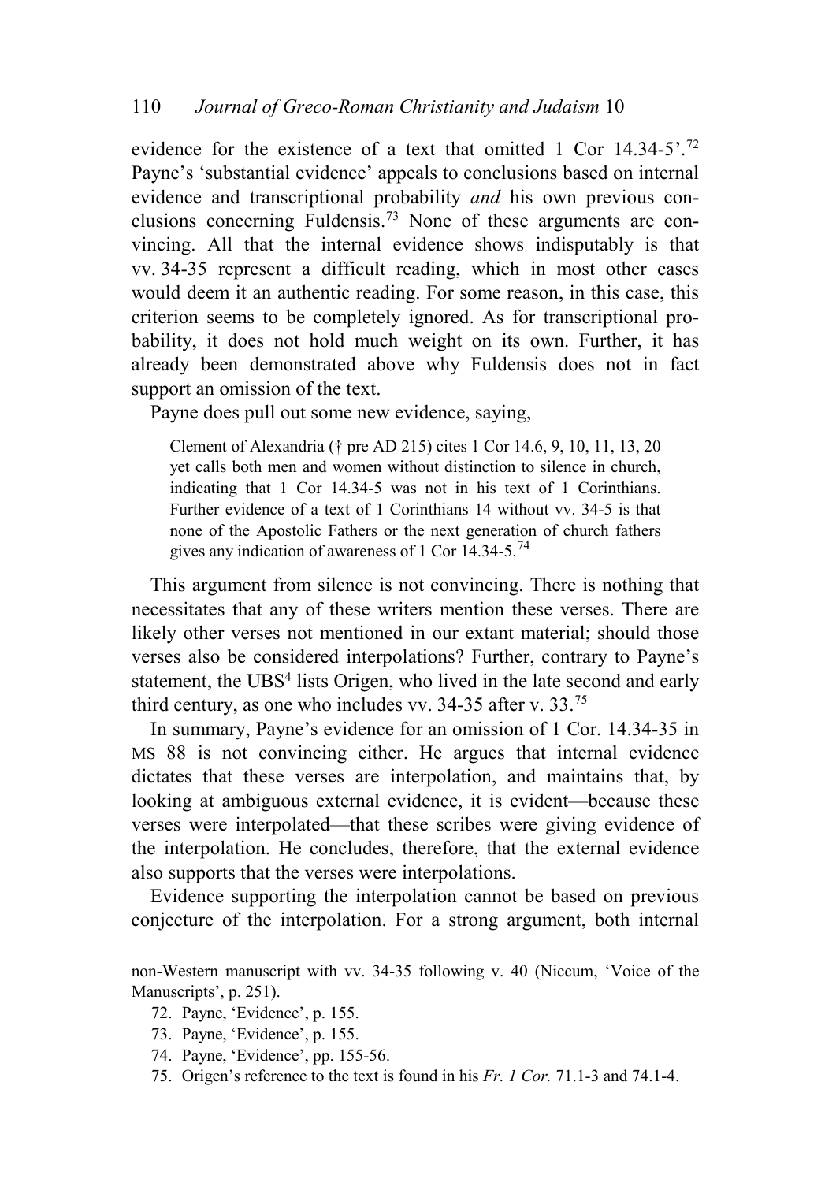evidence for the existence of a text that omitted 1 Cor 14.34-5'.[72] Payne's 'substantial evidence' appeals to conclusions based on internal evidence and transcriptional probability *and* his own previous conclusions concerning Fuldensis.[73] None of these arguments are convincing. All that the internal evidence shows indisputably is that vv. 34-35 represent a difficult reading, which in most other cases would deem it an authentic reading. For some reason, in this case, this criterion seems to be completely ignored. As for transcriptional probability, it does not hold much weight on its own. Further, it has already been demonstrated above why Fuldensis does not in fact support an omission of the text.

Payne does pull out some new evidence, saying,

> Clement of Alexandria († pre AD 215) cites 1 Cor 14.6, 9, 10, 11, 13, 20 yet calls both men and women without distinction to silence in church, indicating that 1 Cor 14.34-5 was not in his text of 1 Corinthians. Further evidence of a text of 1 Corinthians 14 without vv. 34-5 is that none of the Apostolic Fathers or the next generation of church fathers gives any indication of awareness of 1 Cor 14.34-5.[74]

This argument from silence is not convincing. There is nothing that necessitates that any of these writers mention these verses. There are likely other verses not mentioned in our extant material; should those verses also be considered interpolations? Further, contrary to Payne's statement, the UBS$^4$ lists Origen, who lived in the late second and early third century, as one who includes vv. 34-35 after v. 33.[75]

In summary, Payne's evidence for an omission of 1 Cor. 14.34-35 in MS 88 is not convincing either. He argues that internal evidence dictates that these verses are interpolation, and maintains that, by looking at ambiguous external evidence, it is evident—because these verses were interpolated—that these scribes were giving evidence of the interpolation. He concludes, therefore, that the external evidence also supports that the verses were interpolations.

Evidence supporting the interpolation cannot be based on previous conjecture of the interpolation. For a strong argument, both internal

---

non-Western manuscript with vv. 34-35 following v. 40 (Niccum, 'Voice of the Manuscripts', p. 251).

72. Payne, 'Evidence', p. 155.
73. Payne, 'Evidence', p. 155.
74. Payne, 'Evidence', pp. 155-56.
75. Origen's reference to the text is found in his *Fr. 1 Cor.* 71.1-3 and 74.1-4.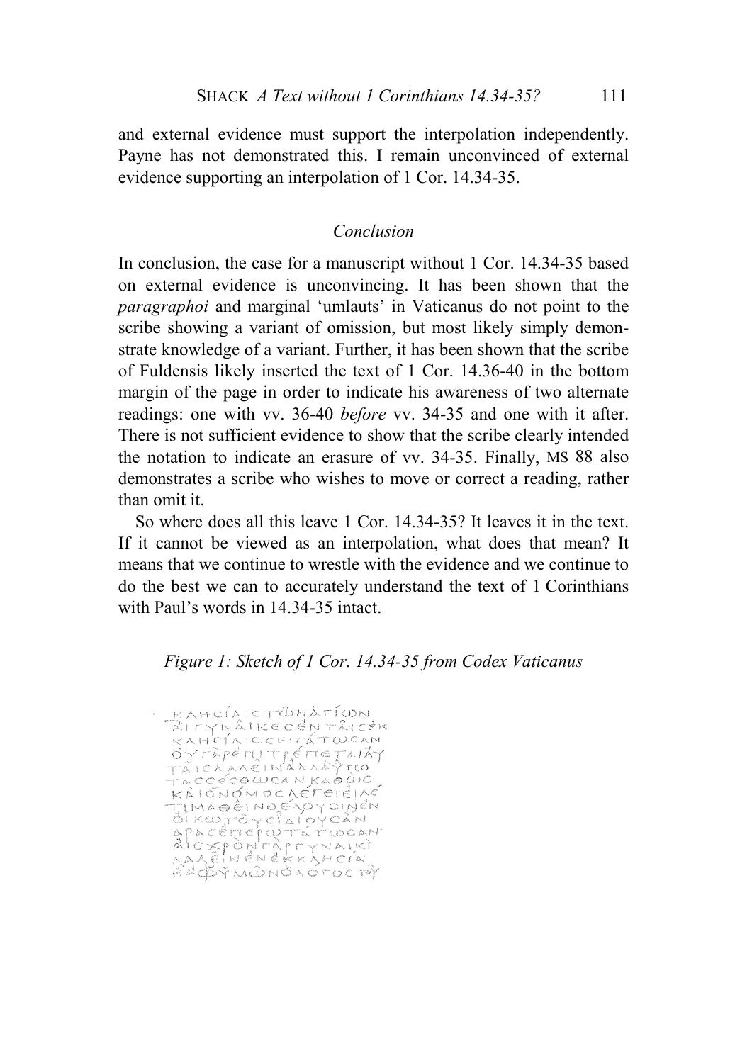and external evidence must support the interpolation independently. Payne has not demonstrated this. I remain unconvinced of external evidence supporting an interpolation of 1 Cor. 14.34-35.

## *Conclusion*

In conclusion, the case for a manuscript without 1 Cor. 14.34-35 based on external evidence is unconvincing. It has been shown that the *paragraphoi* and marginal 'umlauts' in Vaticanus do not point to the scribe showing a variant of omission, but most likely simply demonstrate knowledge of a variant. Further, it has been shown that the scribe of Fuldensis likely inserted the text of 1 Cor. 14.36-40 in the bottom margin of the page in order to indicate his awareness of two alternate readings: one with vv. 36-40 *before* vv. 34-35 and one with it after. There is not sufficient evidence to show that the scribe clearly intended the notation to indicate an erasure of vv. 34-35. Finally, MS 88 also demonstrates a scribe who wishes to move or correct a reading, rather than omit it.

So where does all this leave 1 Cor. 14.34-35? It leaves it in the text. If it cannot be viewed as an interpolation, what does that mean? It means that we continue to wrestle with the evidence and we continue to do the best we can to accurately understand the text of 1 Corinthians with Paul's words in 14.34-35 intact.

*Figure 1: Sketch of 1 Cor. 14.34-35 from Codex Vaticanus*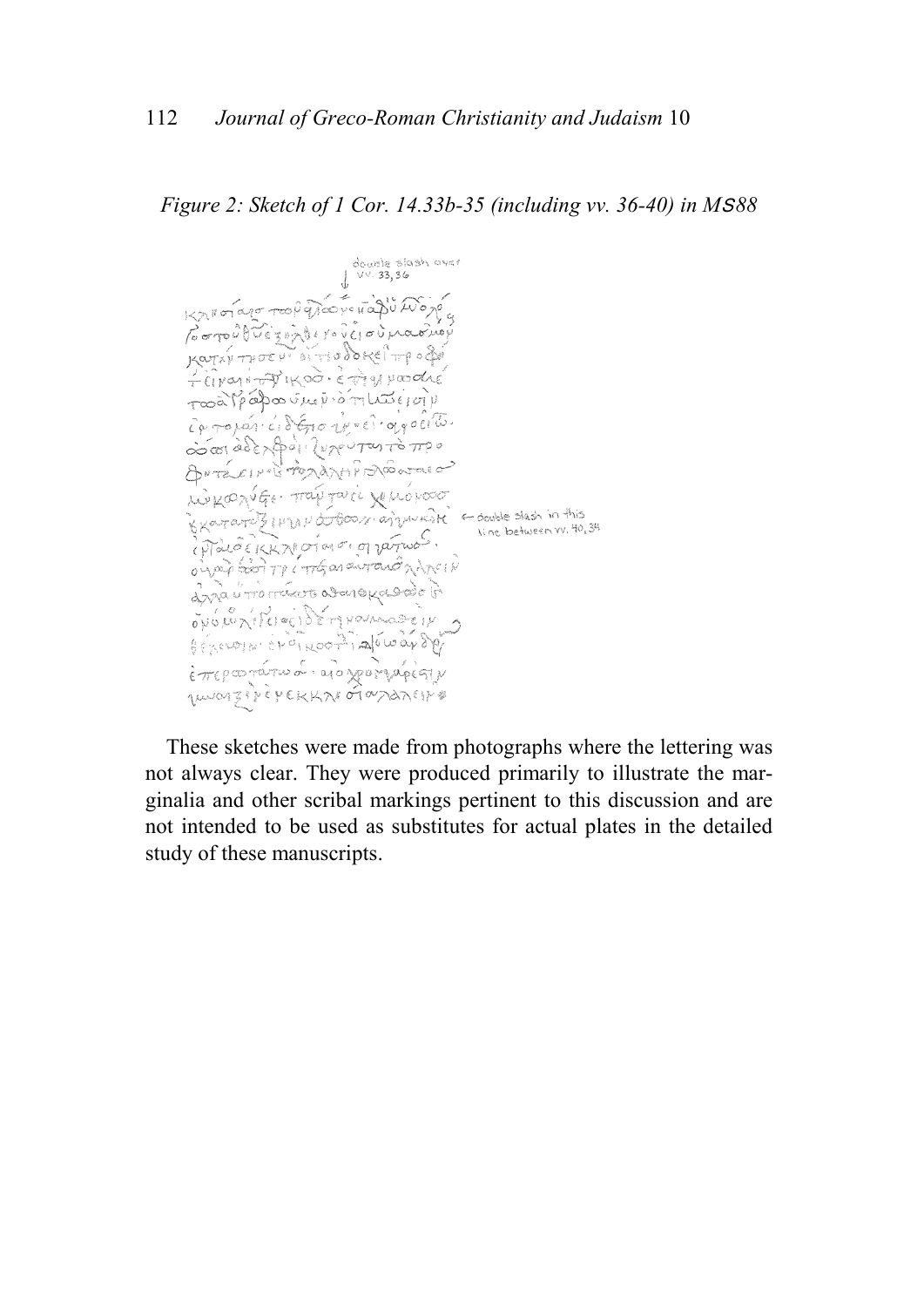*Figure 2: Sketch of 1 Cor. 14.33b-35 (including vv. 36-40) in MS88*

double slash over vv. 33,36

← double slash in this line between vv. 40, 34

These sketches were made from photographs where the lettering was not always clear. They were produced primarily to illustrate the marginalia and other scribal markings pertinent to this discussion and are not intended to be used as substitutes for actual plates in the detailed study of these manuscripts.